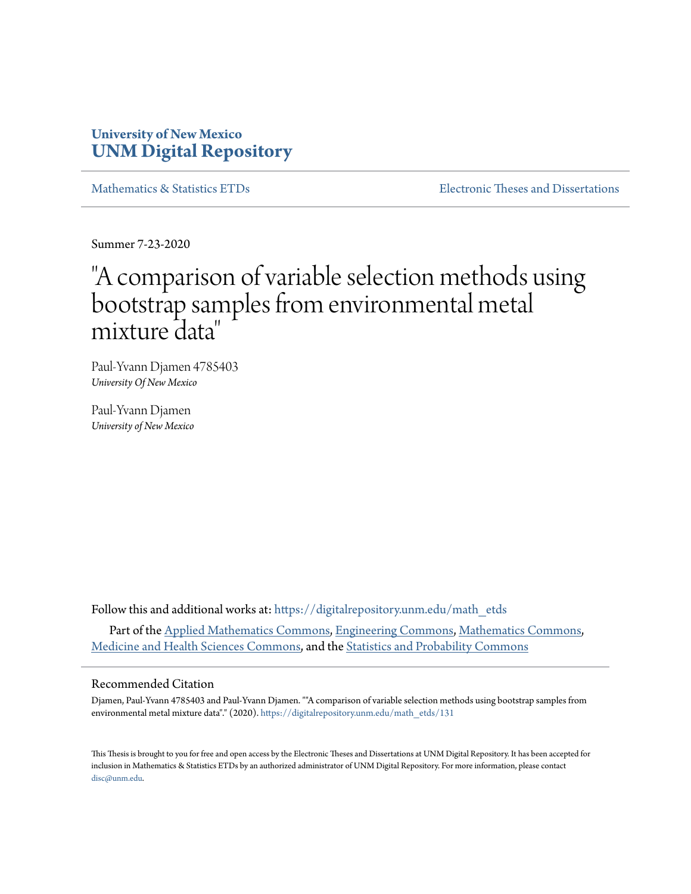University of New Mexico
**UNM Digital Repository**

Mathematics & Statistics ETDs | Electronic Theses and Dissertations

Summer 7-23-2020

# "A comparison of variable selection methods using bootstrap samples from environmental metal mixture data"

Paul-Yvann Djamen 4785403
*University Of New Mexico*

Paul-Yvann Djamen
*University of New Mexico*

Follow this and additional works at: https://digitalrepository.unm.edu/math_etds

Part of the Applied Mathematics Commons, Engineering Commons, Mathematics Commons, Medicine and Health Sciences Commons, and the Statistics and Probability Commons

## Recommended Citation

Djamen, Paul-Yvann 4785403 and Paul-Yvann Djamen. ""A comparison of variable selection methods using bootstrap samples from environmental metal mixture data"." (2020). https://digitalrepository.unm.edu/math_etds/131

This Thesis is brought to you for free and open access by the Electronic Theses and Dissertations at UNM Digital Repository. It has been accepted for inclusion in Mathematics & Statistics ETDs by an authorized administrator of UNM Digital Repository. For more information, please contact disc@unm.edu.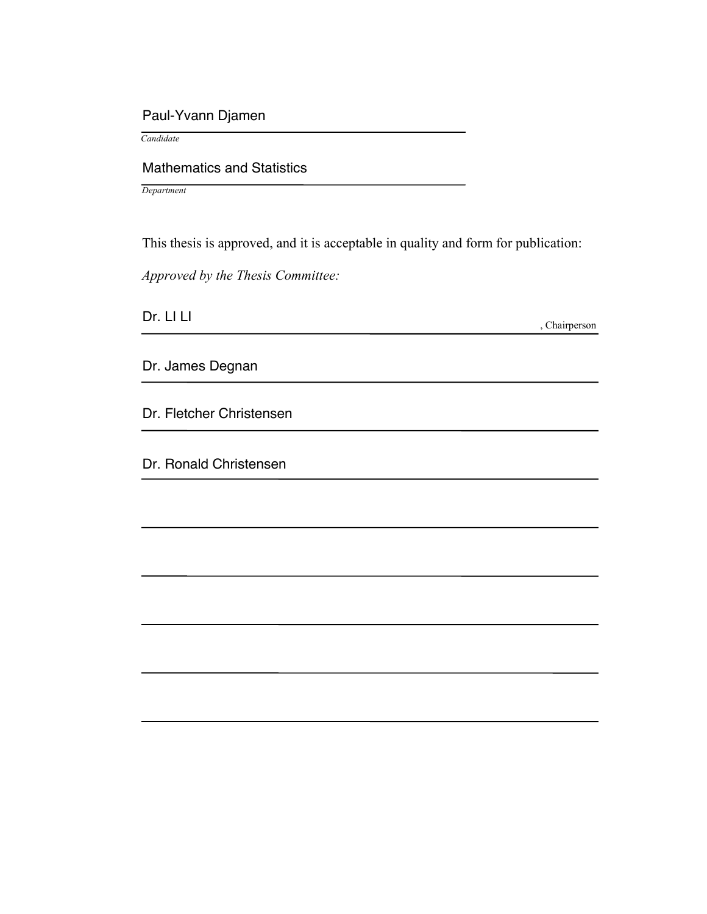Paul-Yvann Djamen

*Candidate*

Mathematics and Statistics

*Department*

This thesis is approved, and it is acceptable in quality and form for publication:

*Approved by the Thesis Committee:*

Dr. LI LI , Chairperson

Dr. James Degnan

Dr. Fletcher Christensen

Dr. Ronald Christensen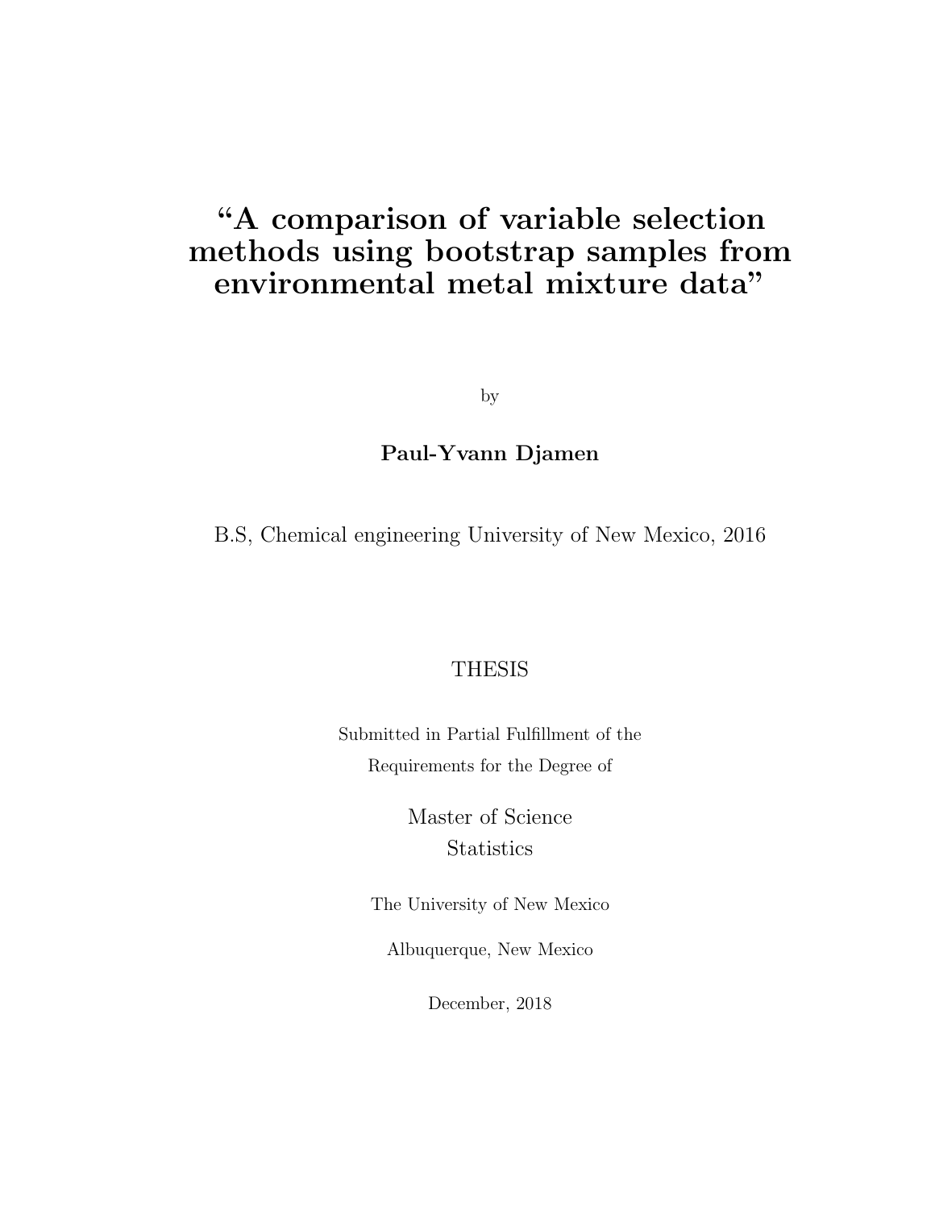# “A comparison of variable selection methods using bootstrap samples from environmental metal mixture data”

by

**Paul-Yvann Djamen**

B.S, Chemical engineering University of New Mexico, 2016

THESIS

Submitted in Partial Fulfillment of the
Requirements for the Degree of

Master of Science
Statistics

The University of New Mexico

Albuquerque, New Mexico

December, 2018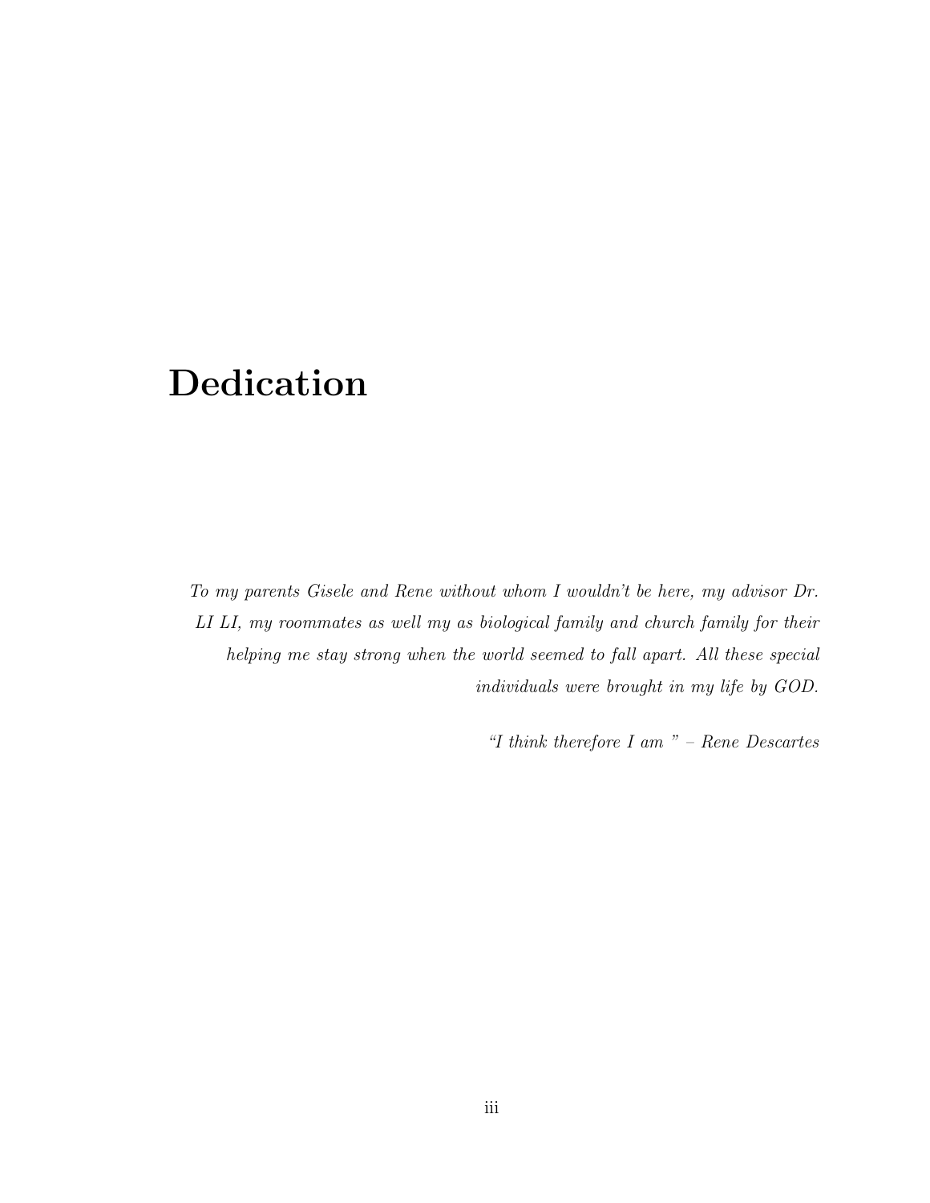# Dedication

*To my parents Gisele and Rene without whom I wouldn't be here, my advisor Dr. LI LI, my roommates as well my as biological family and church family for their helping me stay strong when the world seemed to fall apart. All these special individuals were brought in my life by GOD.*

*"I think therefore I am " – Rene Descartes*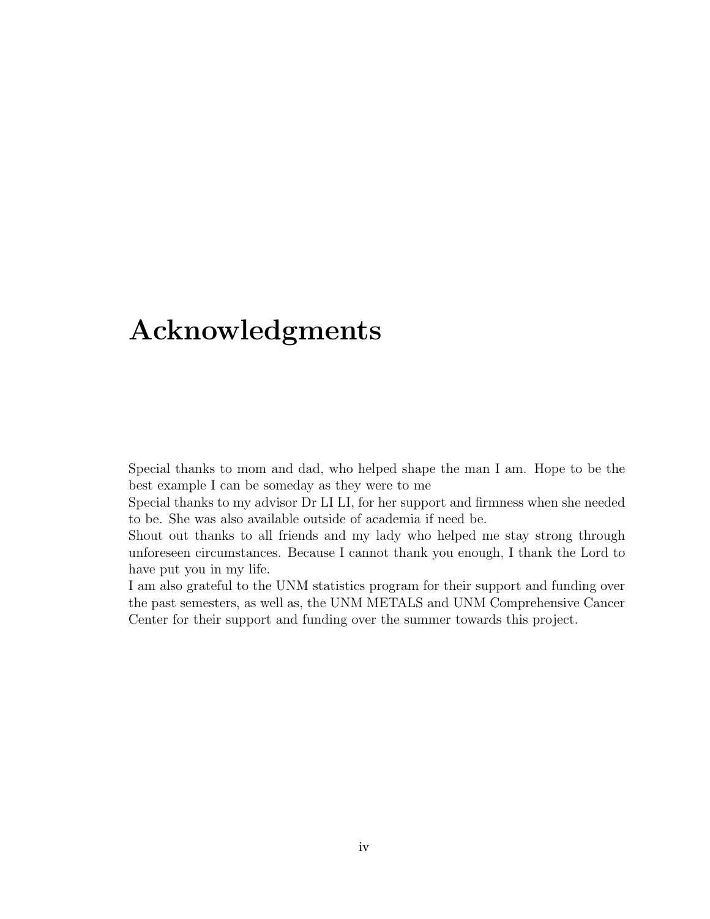# Acknowledgments

Special thanks to mom and dad, who helped shape the man I am. Hope to be the best example I can be someday as they were to me

Special thanks to my advisor Dr LI LI, for her support and firmness when she needed to be. She was also available outside of academia if need be.

Shout out thanks to all friends and my lady who helped me stay strong through unforeseen circumstances. Because I cannot thank you enough, I thank the Lord to have put you in my life.

I am also grateful to the UNM statistics program for their support and funding over the past semesters, as well as, the UNM METALS and UNM Comprehensive Cancer Center for their support and funding over the summer towards this project.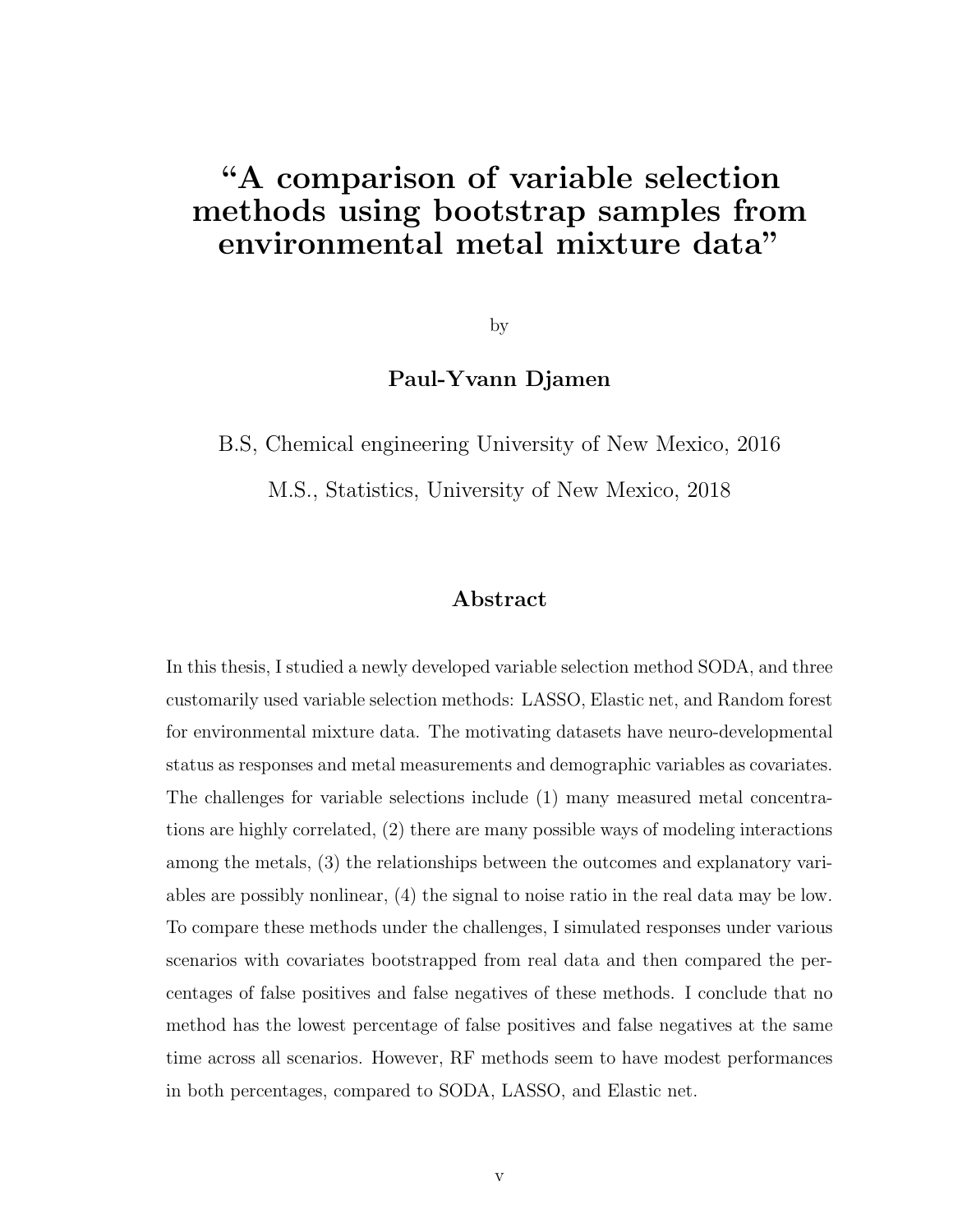# “A comparison of variable selection methods using bootstrap samples from environmental metal mixture data”

by

**Paul-Yvann Djamen**

B.S, Chemical engineering University of New Mexico, 2016

M.S., Statistics, University of New Mexico, 2018

## Abstract

In this thesis, I studied a newly developed variable selection method SODA, and three customarily used variable selection methods: LASSO, Elastic net, and Random forest for environmental mixture data. The motivating datasets have neuro-developmental status as responses and metal measurements and demographic variables as covariates. The challenges for variable selections include (1) many measured metal concentrations are highly correlated, (2) there are many possible ways of modeling interactions among the metals, (3) the relationships between the outcomes and explanatory variables are possibly nonlinear, (4) the signal to noise ratio in the real data may be low. To compare these methods under the challenges, I simulated responses under various scenarios with covariates bootstrapped from real data and then compared the percentages of false positives and false negatives of these methods. I conclude that no method has the lowest percentage of false positives and false negatives at the same time across all scenarios. However, RF methods seem to have modest performances in both percentages, compared to SODA, LASSO, and Elastic net.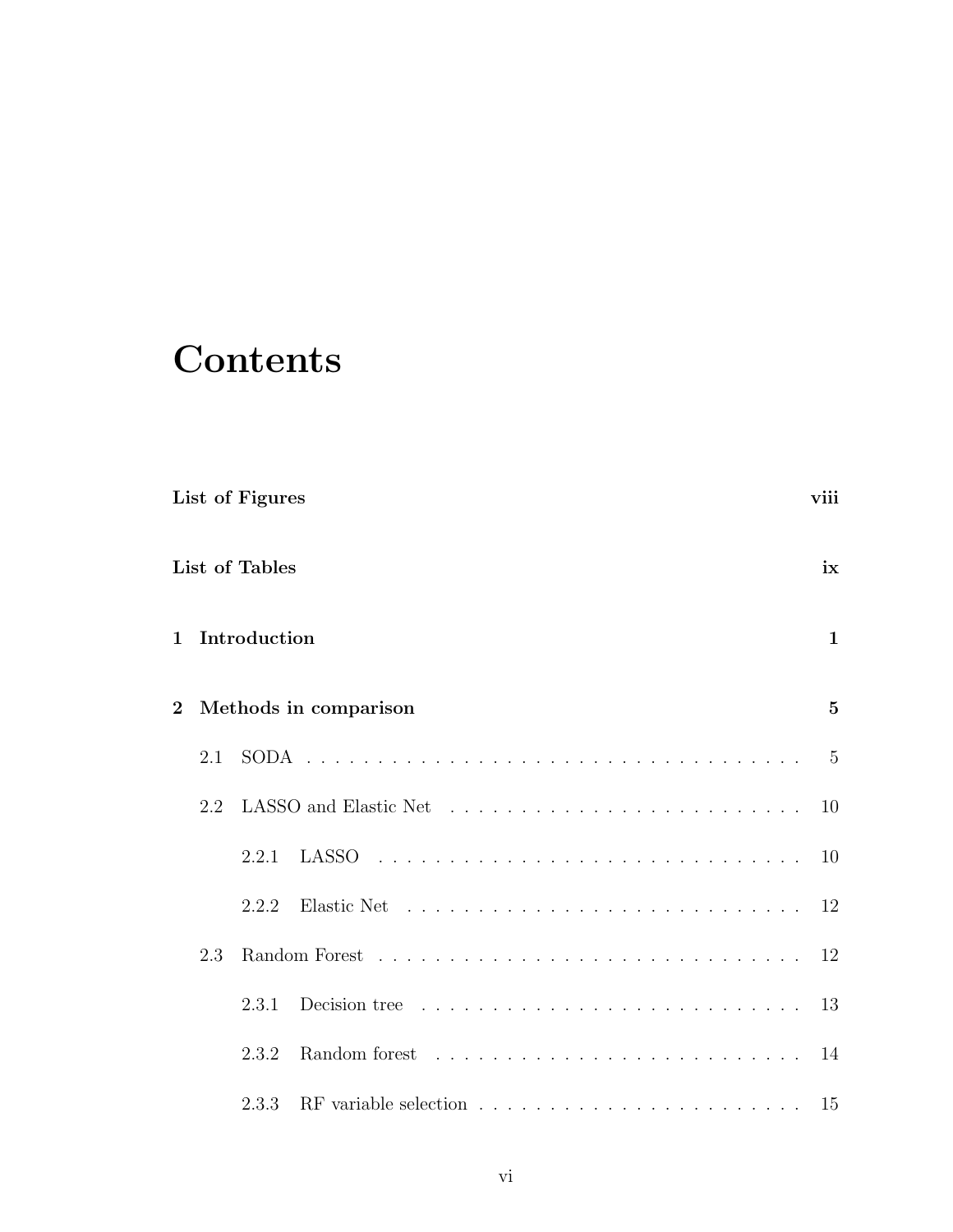# Contents

**List of Figures** viii

**List of Tables** ix

**1 Introduction** 1

**2 Methods in comparison** 5

- 2.1 SODA . . . . . . . . . . . . . . . . . . . . . . . . . . . . . . . . . . . . 5
- 2.2 LASSO and Elastic Net . . . . . . . . . . . . . . . . . . . . . . . . . . 10
  - 2.2.1 LASSO . . . . . . . . . . . . . . . . . . . . . . . . . . . . . . . 10
  - 2.2.2 Elastic Net . . . . . . . . . . . . . . . . . . . . . . . . . . . . . 12
- 2.3 Random Forest . . . . . . . . . . . . . . . . . . . . . . . . . . . . . . . 12
  - 2.3.1 Decision tree . . . . . . . . . . . . . . . . . . . . . . . . . . . . 13
  - 2.3.2 Random forest . . . . . . . . . . . . . . . . . . . . . . . . . . . 14
  - 2.3.3 RF variable selection . . . . . . . . . . . . . . . . . . . . . . . 15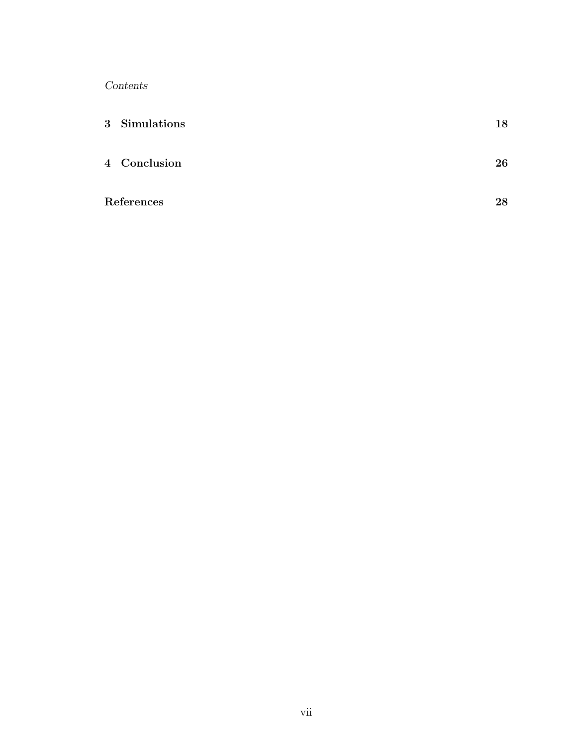| | |
|---|---|
| **3 Simulations** | **18** |
| **4 Conclusion** | **26** |
| **References** | **28** |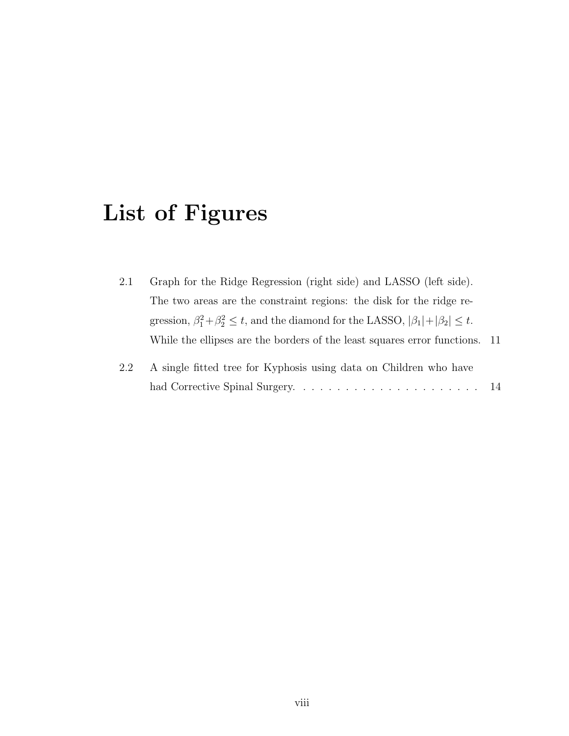# List of Figures

2.1 Graph for the Ridge Regression (right side) and LASSO (left side). The two areas are the constraint regions: the disk for the ridge regression, $\beta_1^2 + \beta_2^2 \leq t$, and the diamond for the LASSO, $|\beta_1| + |\beta_2| \leq t$. While the ellipses are the borders of the least squares error functions. 11

2.2 A single fitted tree for Kyphosis using data on Children who have had Corrective Spinal Surgery. . . . . . . . . . . . . . . . . . . . . . . 14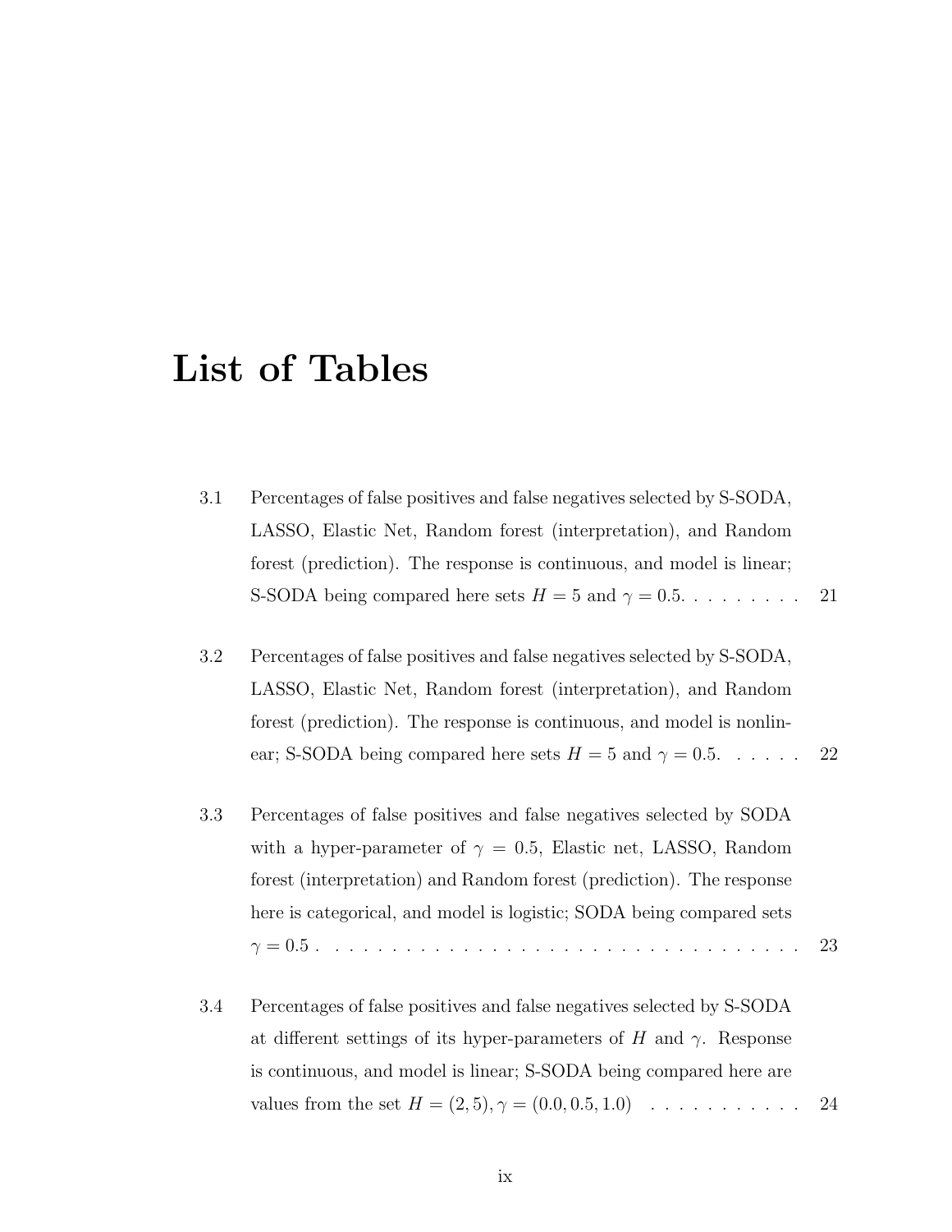# List of Tables

3.1 Percentages of false positives and false negatives selected by S-SODA, LASSO, Elastic Net, Random forest (interpretation), and Random forest (prediction). The response is continuous, and model is linear; S-SODA being compared here sets $H = 5$ and $\gamma = 0.5$. . . . . . . . . 21

3.2 Percentages of false positives and false negatives selected by S-SODA, LASSO, Elastic Net, Random forest (interpretation), and Random forest (prediction). The response is continuous, and model is nonlinear; S-SODA being compared here sets $H = 5$ and $\gamma = 0.5$. . . . . . 22

3.3 Percentages of false positives and false negatives selected by SODA with a hyper-parameter of $\gamma = 0.5$, Elastic net, LASSO, Random forest (interpretation) and Random forest (prediction). The response here is categorical, and model is logistic; SODA being compared sets $\gamma = 0.5$ . . . . . . . . . . . . . . . . . . . . . . . . . . . . . . . . . . . 23

3.4 Percentages of false positives and false negatives selected by S-SODA at different settings of its hyper-parameters of $H$ and $\gamma$. Response is continuous, and model is linear; S-SODA being compared here are values from the set $H = (2, 5), \gamma = (0.0, 0.5, 1.0)$ . . . . . . . . . . . 24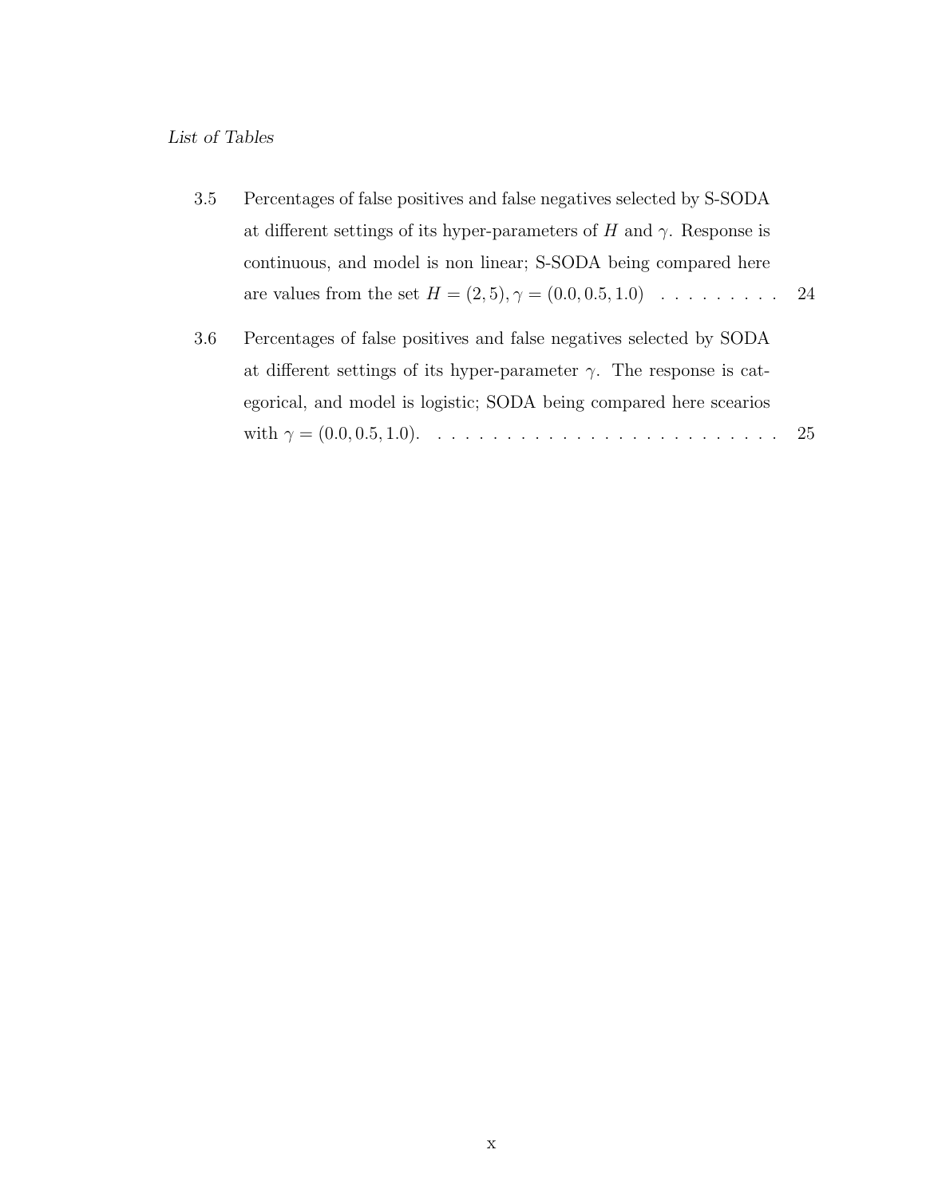*List of Tables*

3.5 Percentages of false positives and false negatives selected by S-SODA at different settings of its hyper-parameters of $H$ and $\gamma$. Response is continuous, and model is non linear; S-SODA being compared here are values from the set $H = (2, 5), \gamma = (0.0, 0.5, 1.0)$ . . . . . . . . . 24

3.6 Percentages of false positives and false negatives selected by SODA at different settings of its hyper-parameter $\gamma$. The response is categorical, and model is logistic; SODA being compared here scearios with $\gamma = (0.0, 0.5, 1.0)$. . . . . . . . . . . . . . . . . . . . . . . . . . 25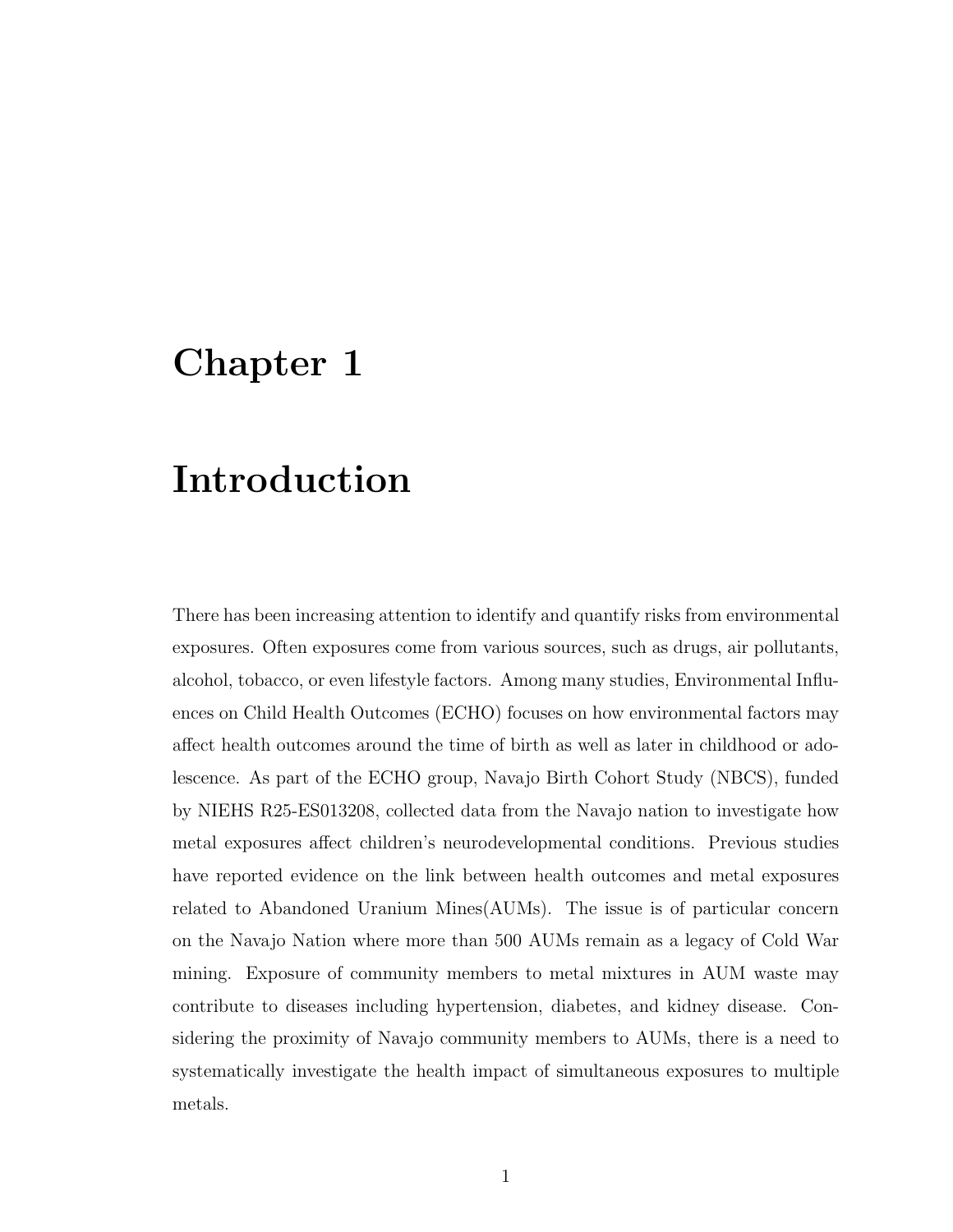# Chapter 1

# Introduction

There has been increasing attention to identify and quantify risks from environmental exposures. Often exposures come from various sources, such as drugs, air pollutants, alcohol, tobacco, or even lifestyle factors. Among many studies, Environmental Influences on Child Health Outcomes (ECHO) focuses on how environmental factors may affect health outcomes around the time of birth as well as later in childhood or adolescence. As part of the ECHO group, Navajo Birth Cohort Study (NBCS), funded by NIEHS R25-ES013208, collected data from the Navajo nation to investigate how metal exposures affect children's neurodevelopmental conditions. Previous studies have reported evidence on the link between health outcomes and metal exposures related to Abandoned Uranium Mines(AUMs). The issue is of particular concern on the Navajo Nation where more than 500 AUMs remain as a legacy of Cold War mining. Exposure of community members to metal mixtures in AUM waste may contribute to diseases including hypertension, diabetes, and kidney disease. Considering the proximity of Navajo community members to AUMs, there is a need to systematically investigate the health impact of simultaneous exposures to multiple metals.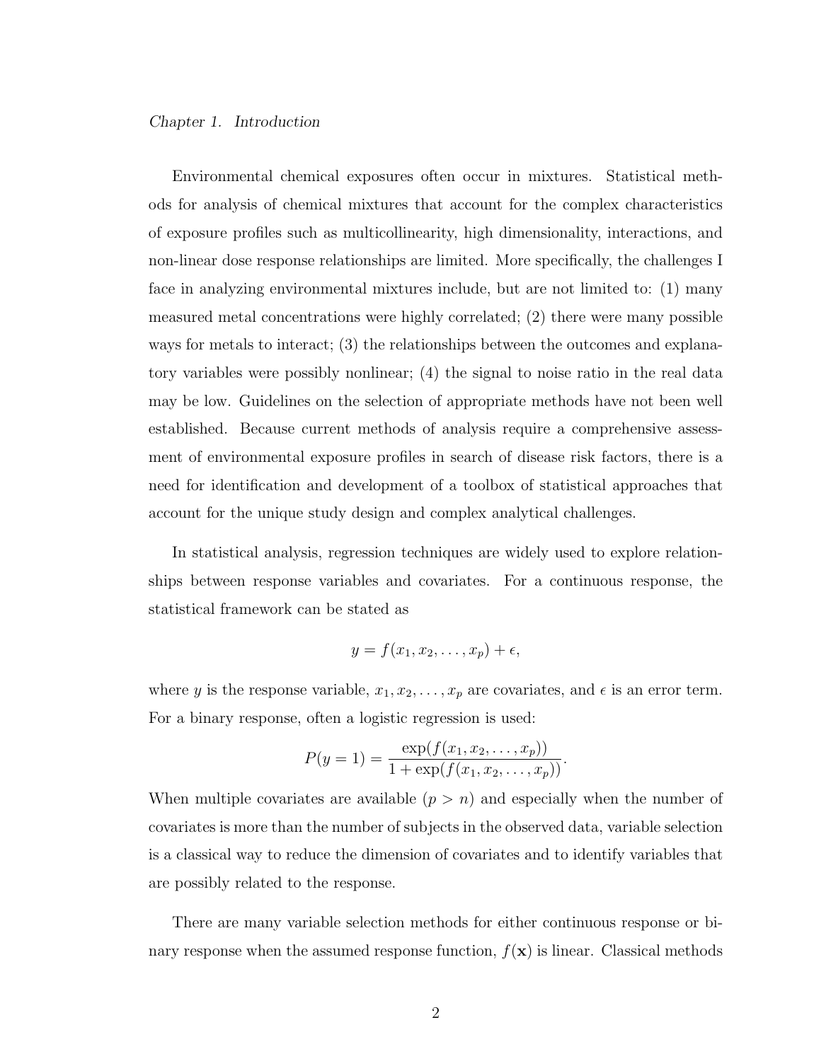Environmental chemical exposures often occur in mixtures. Statistical methods for analysis of chemical mixtures that account for the complex characteristics of exposure profiles such as multicollinearity, high dimensionality, interactions, and non-linear dose response relationships are limited. More specifically, the challenges I face in analyzing environmental mixtures include, but are not limited to: (1) many measured metal concentrations were highly correlated; (2) there were many possible ways for metals to interact; (3) the relationships between the outcomes and explanatory variables were possibly nonlinear; (4) the signal to noise ratio in the real data may be low. Guidelines on the selection of appropriate methods have not been well established. Because current methods of analysis require a comprehensive assessment of environmental exposure profiles in search of disease risk factors, there is a need for identification and development of a toolbox of statistical approaches that account for the unique study design and complex analytical challenges.

In statistical analysis, regression techniques are widely used to explore relationships between response variables and covariates. For a continuous response, the statistical framework can be stated as

$$y = f(x_1, x_2, \ldots, x_p) + \epsilon,$$

where $y$ is the response variable, $x_1, x_2, \ldots, x_p$ are covariates, and $\epsilon$ is an error term. For a binary response, often a logistic regression is used:

$$P(y = 1) = \frac{\exp(f(x_1, x_2, \ldots, x_p))}{1 + \exp(f(x_1, x_2, \ldots, x_p))}.$$

When multiple covariates are available ($p > n$) and especially when the number of covariates is more than the number of subjects in the observed data, variable selection is a classical way to reduce the dimension of covariates and to identify variables that are possibly related to the response.

There are many variable selection methods for either continuous response or binary response when the assumed response function, $f(\mathbf{x})$ is linear. Classical methods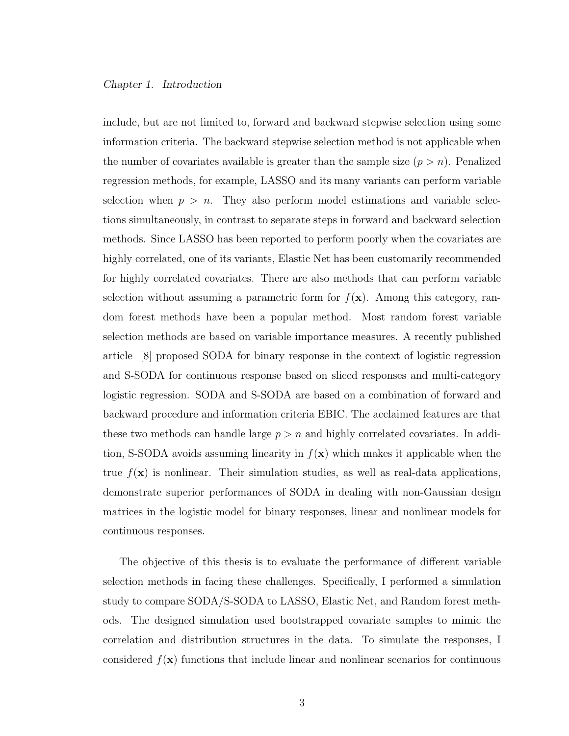include, but are not limited to, forward and backward stepwise selection using some information criteria. The backward stepwise selection method is not applicable when the number of covariates available is greater than the sample size ($p > n$). Penalized regression methods, for example, LASSO and its many variants can perform variable selection when $p > n$. They also perform model estimations and variable selections simultaneously, in contrast to separate steps in forward and backward selection methods. Since LASSO has been reported to perform poorly when the covariates are highly correlated, one of its variants, Elastic Net has been customarily recommended for highly correlated covariates. There are also methods that can perform variable selection without assuming a parametric form for $f(\mathbf{x})$. Among this category, random forest methods have been a popular method. Most random forest variable selection methods are based on variable importance measures. A recently published article [8] proposed SODA for binary response in the context of logistic regression and S-SODA for continuous response based on sliced responses and multi-category logistic regression. SODA and S-SODA are based on a combination of forward and backward procedure and information criteria EBIC. The acclaimed features are that these two methods can handle large $p > n$ and highly correlated covariates. In addition, S-SODA avoids assuming linearity in $f(\mathbf{x})$ which makes it applicable when the true $f(\mathbf{x})$ is nonlinear. Their simulation studies, as well as real-data applications, demonstrate superior performances of SODA in dealing with non-Gaussian design matrices in the logistic model for binary responses, linear and nonlinear models for continuous responses.

The objective of this thesis is to evaluate the performance of different variable selection methods in facing these challenges. Specifically, I performed a simulation study to compare SODA/S-SODA to LASSO, Elastic Net, and Random forest methods. The designed simulation used bootstrapped covariate samples to mimic the correlation and distribution structures in the data. To simulate the responses, I considered $f(\mathbf{x})$ functions that include linear and nonlinear scenarios for continuous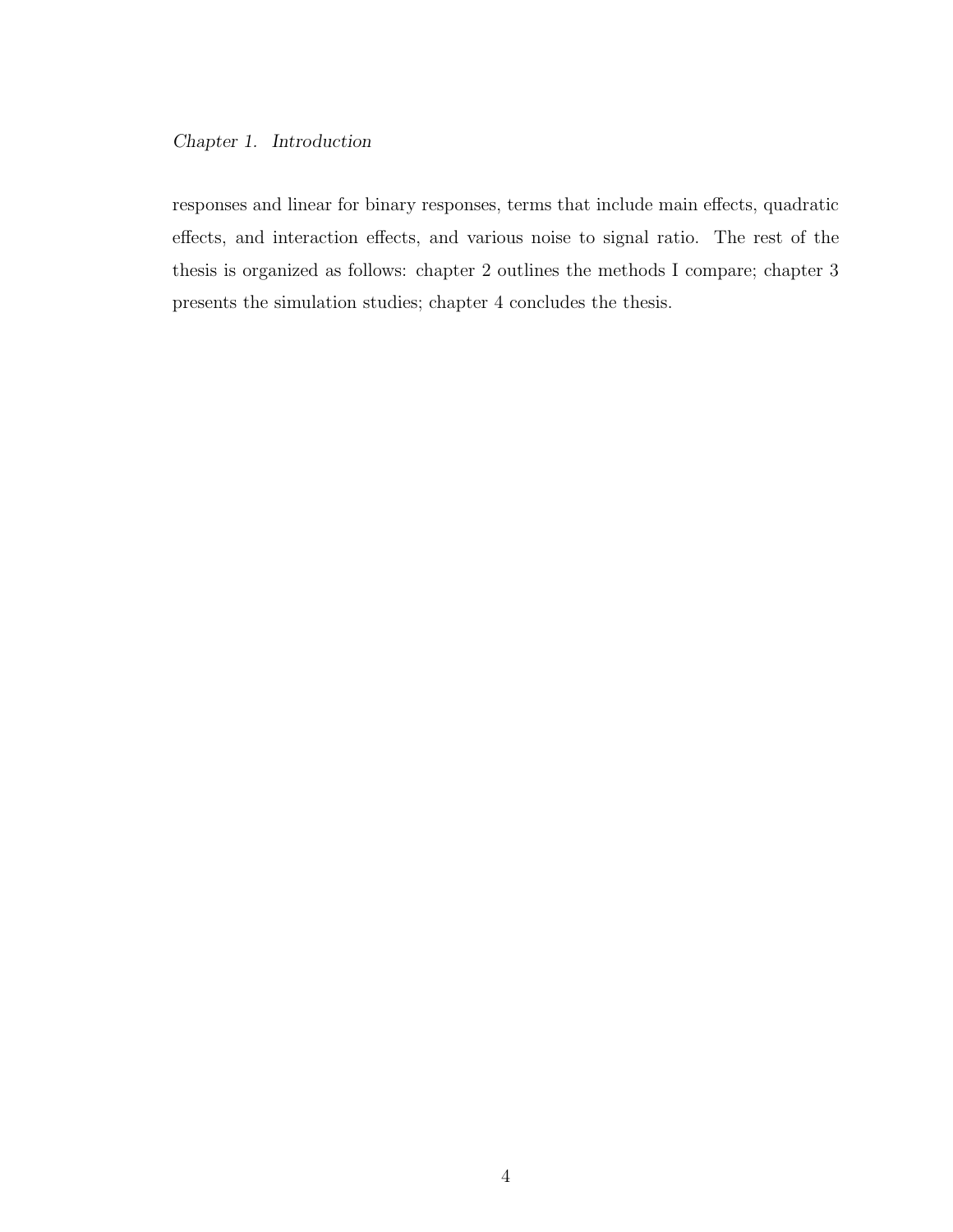responses and linear for binary responses, terms that include main effects, quadratic effects, and interaction effects, and various noise to signal ratio. The rest of the thesis is organized as follows: chapter 2 outlines the methods I compare; chapter 3 presents the simulation studies; chapter 4 concludes the thesis.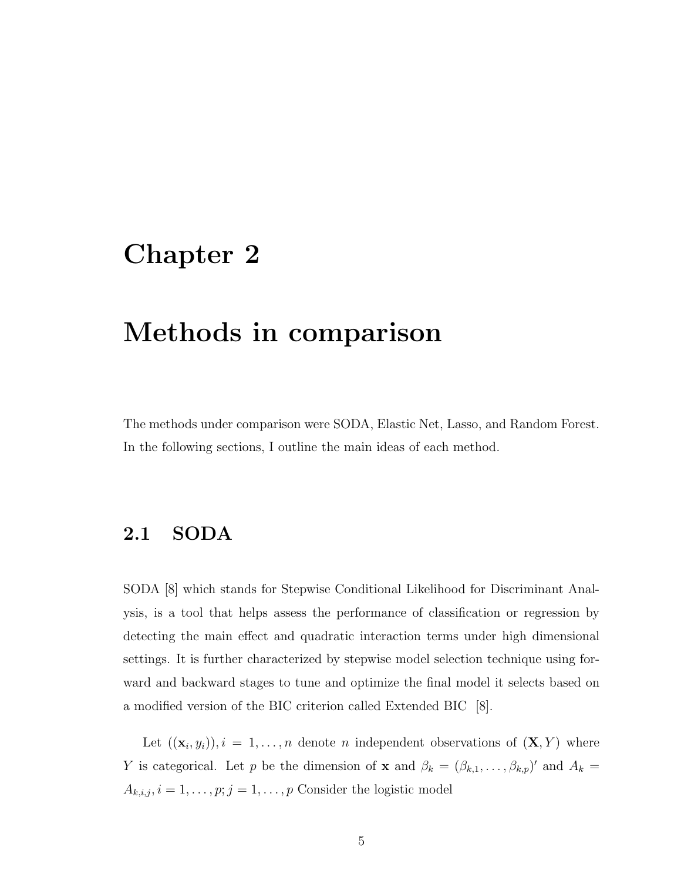# Chapter 2

# Methods in comparison

The methods under comparison were SODA, Elastic Net, Lasso, and Random Forest. In the following sections, I outline the main ideas of each method.

## 2.1 SODA

SODA [8] which stands for Stepwise Conditional Likelihood for Discriminant Analysis, is a tool that helps assess the performance of classification or regression by detecting the main effect and quadratic interaction terms under high dimensional settings. It is further characterized by stepwise model selection technique using forward and backward stages to tune and optimize the final model it selects based on a modified version of the BIC criterion called Extended BIC [8].

Let $((\mathbf{x}_i, y_i)), i = 1, \ldots, n$ denote $n$ independent observations of $(\mathbf{X}, Y)$ where $Y$ is categorical. Let $p$ be the dimension of $\mathbf{x}$ and $\beta_k = (\beta_{k,1}, \ldots, \beta_{k,p})'$ and $A_k = A_{k,i,j}, i = 1, \ldots, p; j = 1, \ldots, p$ Consider the logistic model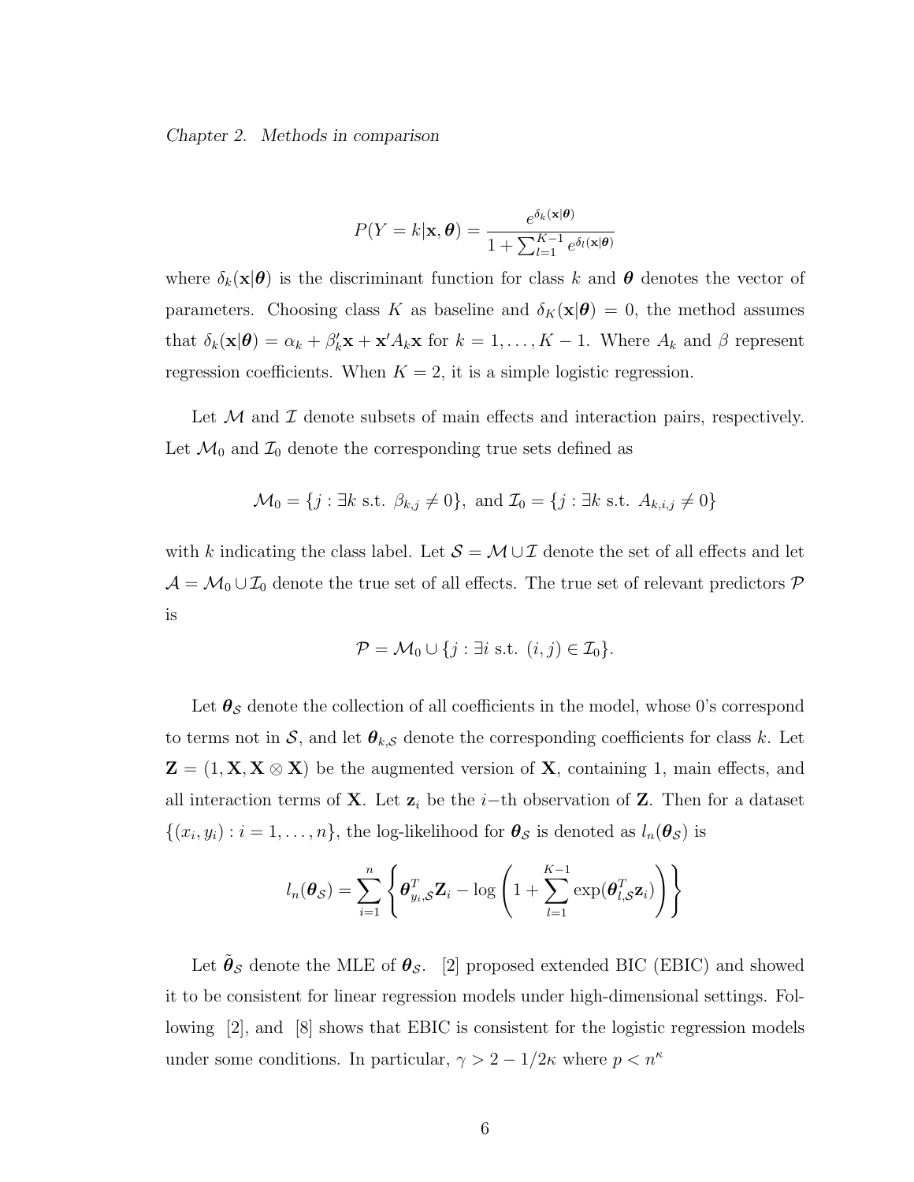$$P(Y = k|\mathbf{x}, \boldsymbol{\theta}) = \frac{e^{\delta_k(\mathbf{x}|\boldsymbol{\theta})}}{1 + \sum_{l=1}^{K-1} e^{\delta_l(\mathbf{x}|\boldsymbol{\theta})}}$$

where $\delta_k(\mathbf{x}|\boldsymbol{\theta})$ is the discriminant function for class $k$ and $\boldsymbol{\theta}$ denotes the vector of parameters. Choosing class $K$ as baseline and $\delta_K(\mathbf{x}|\boldsymbol{\theta}) = 0$, the method assumes that $\delta_k(\mathbf{x}|\boldsymbol{\theta}) = \alpha_k + \beta_k'\mathbf{x} + \mathbf{x}'A_k\mathbf{x}$ for $k = 1, \ldots, K-1$. Where $A_k$ and $\beta$ represent regression coefficients. When $K = 2$, it is a simple logistic regression.

Let $\mathcal{M}$ and $\mathcal{I}$ denote subsets of main effects and interaction pairs, respectively. Let $\mathcal{M}_0$ and $\mathcal{I}_0$ denote the corresponding true sets defined as

$$\mathcal{M}_0 = \{j : \exists k \text{ s.t. } \beta_{k,j} \neq 0\}, \text{ and } \mathcal{I}_0 = \{j : \exists k \text{ s.t. } A_{k,i,j} \neq 0\}$$

with $k$ indicating the class label. Let $\mathcal{S} = \mathcal{M} \cup \mathcal{I}$ denote the set of all effects and let $\mathcal{A} = \mathcal{M}_0 \cup \mathcal{I}_0$ denote the true set of all effects. The true set of relevant predictors $\mathcal{P}$ is

$$\mathcal{P} = \mathcal{M}_0 \cup \{j : \exists i \text{ s.t. } (i, j) \in \mathcal{I}_0\}.$$

Let $\boldsymbol{\theta}_{\mathcal{S}}$ denote the collection of all coefficients in the model, whose 0's correspond to terms not in $\mathcal{S}$, and let $\boldsymbol{\theta}_{k,\mathcal{S}}$ denote the corresponding coefficients for class $k$. Let $\mathbf{Z} = (1, \mathbf{X}, \mathbf{X} \otimes \mathbf{X})$ be the augmented version of $\mathbf{X}$, containing 1, main effects, and all interaction terms of $\mathbf{X}$. Let $\mathbf{z}_i$ be the $i-$th observation of $\mathbf{Z}$. Then for a dataset $\{(x_i, y_i) : i = 1, \ldots, n\}$, the log-likelihood for $\boldsymbol{\theta}_{\mathcal{S}}$ is denoted as $l_n(\boldsymbol{\theta}_{\mathcal{S}})$ is

$$l_n(\boldsymbol{\theta}_{\mathcal{S}}) = \sum_{i=1}^{n} \left\{ \boldsymbol{\theta}_{y_i,\mathcal{S}}^T \mathbf{Z}_i - \log\left(1 + \sum_{l=1}^{K-1} \exp(\boldsymbol{\theta}_{l,\mathcal{S}}^T \mathbf{z}_i)\right) \right\}$$

Let $\tilde{\boldsymbol{\theta}}_{\mathcal{S}}$ denote the MLE of $\boldsymbol{\theta}_{\mathcal{S}}$. [2] proposed extended BIC (EBIC) and showed it to be consistent for linear regression models under high-dimensional settings. Following [2], and [8] shows that EBIC is consistent for the logistic regression models under some conditions. In particular, $\gamma > 2 - 1/2\kappa$ where $p < n^{\kappa}$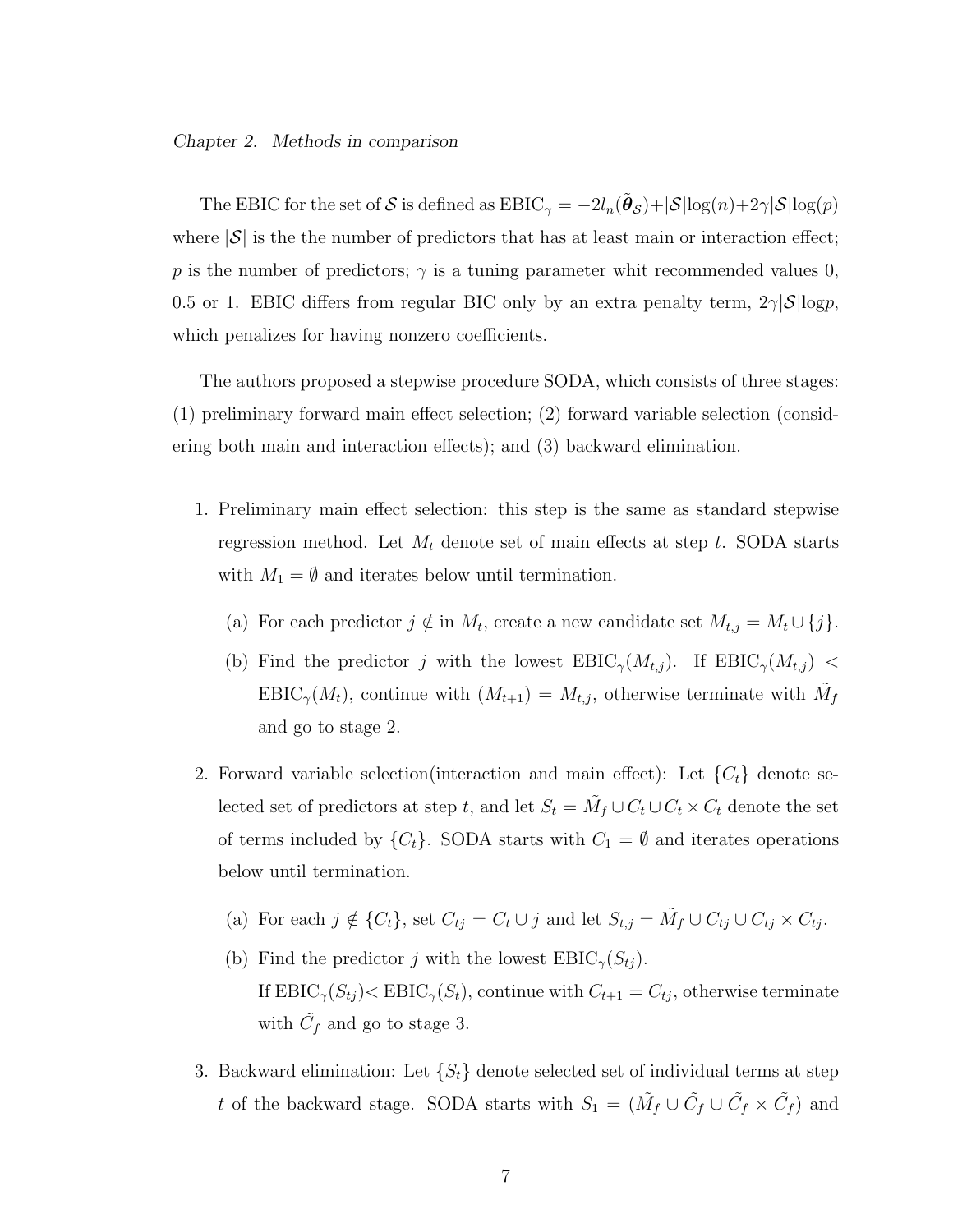The EBIC for the set of $\mathcal{S}$ is defined as $\text{EBIC}_\gamma = -2l_n(\tilde{\boldsymbol{\theta}}_{\mathcal{S}})+|\mathcal{S}|\log(n)+2\gamma|\mathcal{S}|\log(p)$ where $|\mathcal{S}|$ is the the number of predictors that has at least main or interaction effect; $p$ is the number of predictors; $\gamma$ is a tuning parameter whit recommended values 0, 0.5 or 1. EBIC differs from regular BIC only by an extra penalty term, $2\gamma|\mathcal{S}|\log p$, which penalizes for having nonzero coefficients.

The authors proposed a stepwise procedure SODA, which consists of three stages: (1) preliminary forward main effect selection; (2) forward variable selection (considering both main and interaction effects); and (3) backward elimination.

1. Preliminary main effect selection: this step is the same as standard stepwise regression method. Let $M_t$ denote set of main effects at step $t$. SODA starts with $M_1 = \emptyset$ and iterates below until termination.
   (a) For each predictor $j \notin$ in $M_t$, create a new candidate set $M_{t,j} = M_t \cup \{j\}$.
   (b) Find the predictor $j$ with the lowest $\text{EBIC}_\gamma(M_{t,j})$. If $\text{EBIC}_\gamma(M_{t,j}) < \text{EBIC}_\gamma(M_t)$, continue with $(M_{t+1}) = M_{t,j}$, otherwise terminate with $\tilde{M}_f$ and go to stage 2.

2. Forward variable selection(interaction and main effect): Let $\{C_t\}$ denote selected set of predictors at step $t$, and let $S_t = \tilde{M}_f \cup C_t \cup C_t \times C_t$ denote the set of terms included by $\{C_t\}$. SODA starts with $C_1 = \emptyset$ and iterates operations below until termination.
   (a) For each $j \notin \{C_t\}$, set $C_{tj} = C_t \cup j$ and let $S_{t,j} = \tilde{M}_f \cup C_{tj} \cup C_{tj} \times C_{tj}$.
   (b) Find the predictor $j$ with the lowest $\text{EBIC}_\gamma(S_{tj})$.
   If $\text{EBIC}_\gamma(S_{tj}) < \text{EBIC}_\gamma(S_t)$, continue with $C_{t+1} = C_{tj}$, otherwise terminate with $\tilde{C}_f$ and go to stage 3.

3. Backward elimination: Let $\{S_t\}$ denote selected set of individual terms at step $t$ of the backward stage. SODA starts with $S_1 = (\tilde{M}_f \cup \tilde{C}_f \cup \tilde{C}_f \times \tilde{C}_f)$ and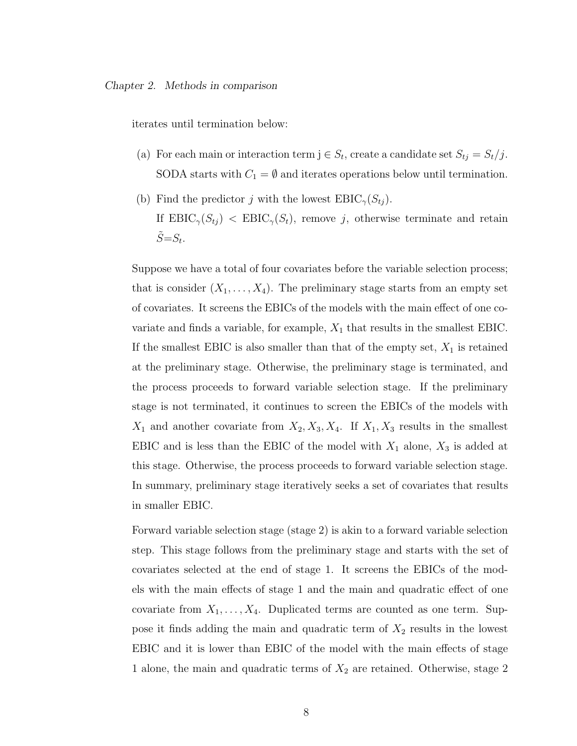iterates until termination below:

(a) For each main or interaction term j $\in S_t$, create a candidate set $S_{tj} = S_t/j$. SODA starts with $C_1 = \emptyset$ and iterates operations below until termination.

(b) Find the predictor $j$ with the lowest $\text{EBIC}_\gamma(S_{tj})$.
If $\text{EBIC}_\gamma(S_{tj}) < \text{EBIC}_\gamma(S_t)$, remove $j$, otherwise terminate and retain $\tilde{S}$=$S_t$.

Suppose we have a total of four covariates before the variable selection process; that is consider $(X_1, \ldots, X_4)$. The preliminary stage starts from an empty set of covariates. It screens the EBICs of the models with the main effect of one covariate and finds a variable, for example, $X_1$ that results in the smallest EBIC. If the smallest EBIC is also smaller than that of the empty set, $X_1$ is retained at the preliminary stage. Otherwise, the preliminary stage is terminated, and the process proceeds to forward variable selection stage. If the preliminary stage is not terminated, it continues to screen the EBICs of the models with $X_1$ and another covariate from $X_2, X_3, X_4$. If $X_1, X_3$ results in the smallest EBIC and is less than the EBIC of the model with $X_1$ alone, $X_3$ is added at this stage. Otherwise, the process proceeds to forward variable selection stage. In summary, preliminary stage iteratively seeks a set of covariates that results in smaller EBIC.

Forward variable selection stage (stage 2) is akin to a forward variable selection step. This stage follows from the preliminary stage and starts with the set of covariates selected at the end of stage 1. It screens the EBICs of the models with the main effects of stage 1 and the main and quadratic effect of one covariate from $X_1, \ldots, X_4$. Duplicated terms are counted as one term. Suppose it finds adding the main and quadratic term of $X_2$ results in the lowest EBIC and it is lower than EBIC of the model with the main effects of stage 1 alone, the main and quadratic terms of $X_2$ are retained. Otherwise, stage 2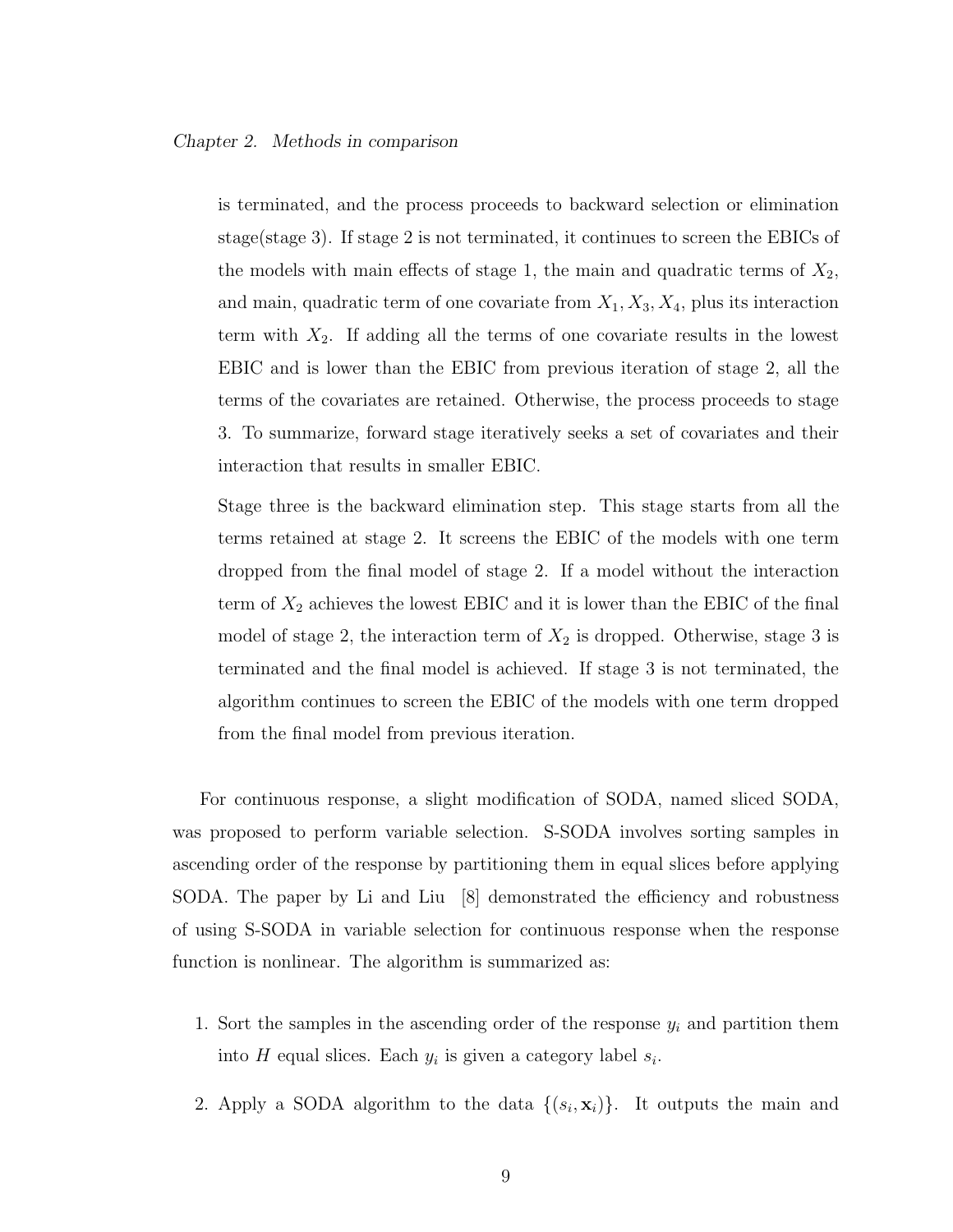is terminated, and the process proceeds to backward selection or elimination stage(stage 3). If stage 2 is not terminated, it continues to screen the EBICs of the models with main effects of stage 1, the main and quadratic terms of $X_2$, and main, quadratic term of one covariate from $X_1, X_3, X_4$, plus its interaction term with $X_2$. If adding all the terms of one covariate results in the lowest EBIC and is lower than the EBIC from previous iteration of stage 2, all the terms of the covariates are retained. Otherwise, the process proceeds to stage 3. To summarize, forward stage iteratively seeks a set of covariates and their interaction that results in smaller EBIC.

Stage three is the backward elimination step. This stage starts from all the terms retained at stage 2. It screens the EBIC of the models with one term dropped from the final model of stage 2. If a model without the interaction term of $X_2$ achieves the lowest EBIC and it is lower than the EBIC of the final model of stage 2, the interaction term of $X_2$ is dropped. Otherwise, stage 3 is terminated and the final model is achieved. If stage 3 is not terminated, the algorithm continues to screen the EBIC of the models with one term dropped from the final model from previous iteration.

For continuous response, a slight modification of SODA, named sliced SODA, was proposed to perform variable selection. S-SODA involves sorting samples in ascending order of the response by partitioning them in equal slices before applying SODA. The paper by Li and Liu [8] demonstrated the efficiency and robustness of using S-SODA in variable selection for continuous response when the response function is nonlinear. The algorithm is summarized as:

1. Sort the samples in the ascending order of the response $y_i$ and partition them into $H$ equal slices. Each $y_i$ is given a category label $s_i$.
2. Apply a SODA algorithm to the data $\{(s_i, \mathbf{x}_i)\}$. It outputs the main and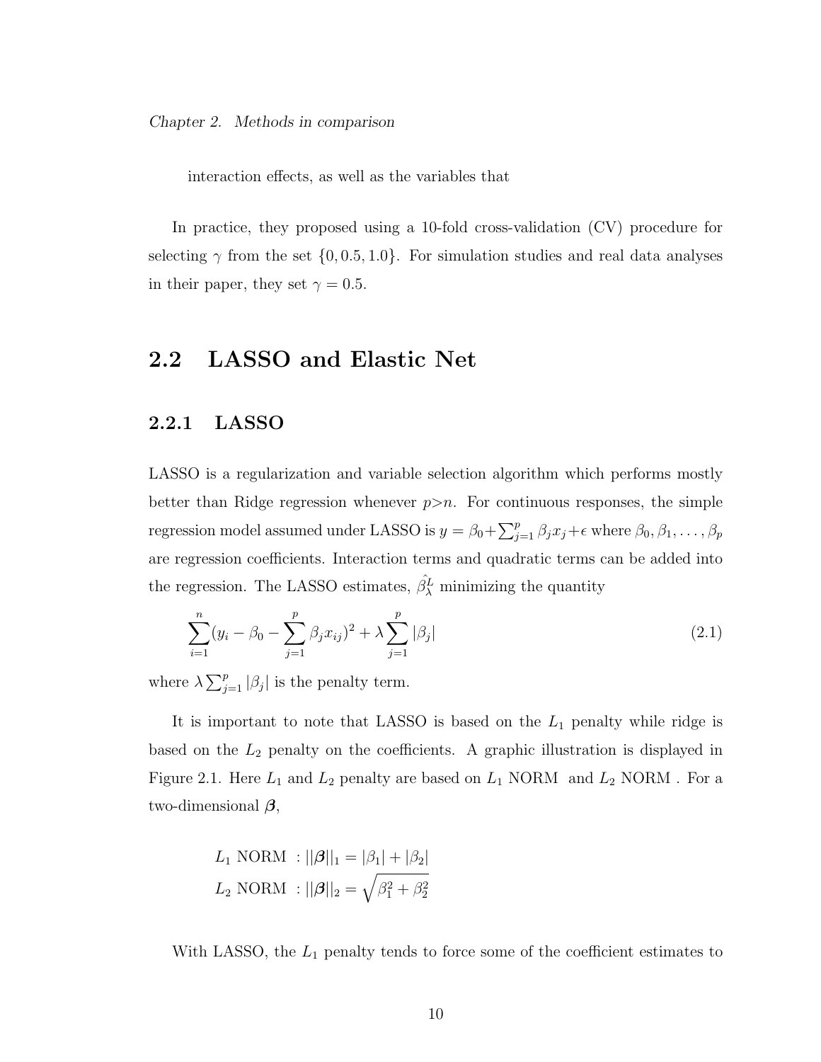interaction effects, as well as the variables that

In practice, they proposed using a 10-fold cross-validation (CV) procedure for selecting $\gamma$ from the set $\{0, 0.5, 1.0\}$. For simulation studies and real data analyses in their paper, they set $\gamma = 0.5$.

## 2.2 LASSO and Elastic Net

### 2.2.1 LASSO

LASSO is a regularization and variable selection algorithm which performs mostly better than Ridge regression whenever $p>n$. For continuous responses, the simple regression model assumed under LASSO is $y = \beta_0 + \sum_{j=1}^{p} \beta_j x_j + \epsilon$ where $\beta_0, \beta_1, \ldots, \beta_p$ are regression coefficients. Interaction terms and quadratic terms can be added into the regression. The LASSO estimates, $\hat{\beta}_\lambda^L$ minimizing the quantity

$$\sum_{i=1}^{n} (y_i - \beta_0 - \sum_{j=1}^{p} \beta_j x_{ij})^2 + \lambda \sum_{j=1}^{p} |\beta_j| \tag{2.1}$$

where $\lambda \sum_{j=1}^{p} |\beta_j|$ is the penalty term.

It is important to note that LASSO is based on the $L_1$ penalty while ridge is based on the $L_2$ penalty on the coefficients. A graphic illustration is displayed in Figure 2.1. Here $L_1$ and $L_2$ penalty are based on $L_1$ NORM and $L_2$ NORM . For a two-dimensional $\boldsymbol{\beta}$,

$$L_1 \text{ NORM } : ||\boldsymbol{\beta}||_1 = |\beta_1| + |\beta_2|$$
$$L_2 \text{ NORM } : ||\boldsymbol{\beta}||_2 = \sqrt{\beta_1^2 + \beta_2^2}$$

With LASSO, the $L_1$ penalty tends to force some of the coefficient estimates to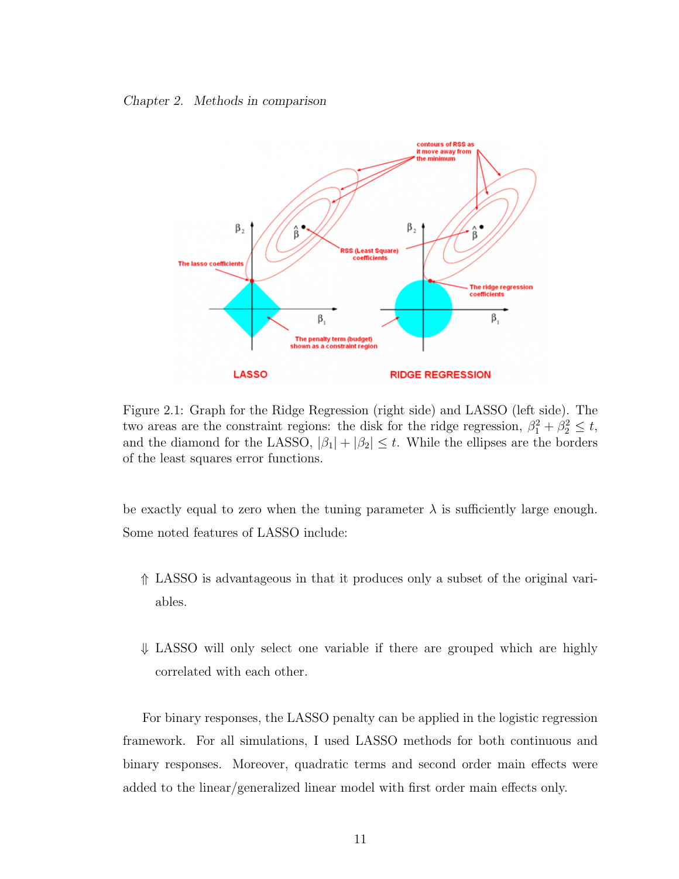Figure 2.1: Graph for the Ridge Regression (right side) and LASSO (left side). The two areas are the constraint regions: the disk for the ridge regression, $\beta_1^2 + \beta_2^2 \leq t$, and the diamond for the LASSO, $|\beta_1| + |\beta_2| \leq t$. While the ellipses are the borders of the least squares error functions.

be exactly equal to zero when the tuning parameter $\lambda$ is sufficiently large enough. Some noted features of LASSO include:

⇑ LASSO is advantageous in that it produces only a subset of the original variables.

⇓ LASSO will only select one variable if there are grouped which are highly correlated with each other.

For binary responses, the LASSO penalty can be applied in the logistic regression framework. For all simulations, I used LASSO methods for both continuous and binary responses. Moreover, quadratic terms and second order main effects were added to the linear/generalized linear model with first order main effects only.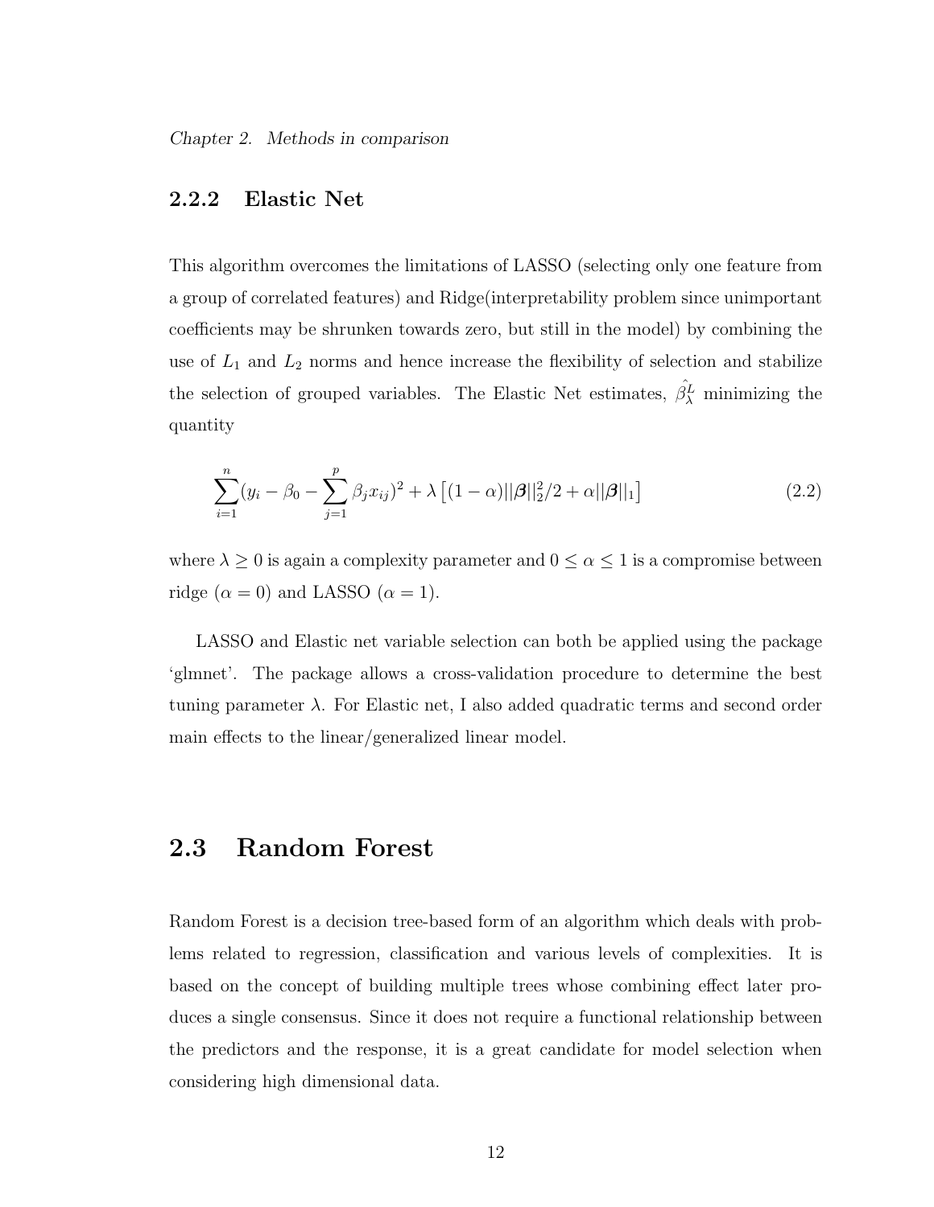### 2.2.2 Elastic Net

This algorithm overcomes the limitations of LASSO (selecting only one feature from a group of correlated features) and Ridge(interpretability problem since unimportant coefficients may be shrunken towards zero, but still in the model) by combining the use of $L_1$ and $L_2$ norms and hence increase the flexibility of selection and stabilize the selection of grouped variables. The Elastic Net estimates, $\hat{\beta}_\lambda^L$ minimizing the quantity

$$\sum_{i=1}^{n}(y_i - \beta_0 - \sum_{j=1}^{p}\beta_j x_{ij})^2 + \lambda\left[(1-\alpha)||\boldsymbol{\beta}||_2^2/2 + \alpha||\boldsymbol{\beta}||_1\right] \tag{2.2}$$

where $\lambda \geq 0$ is again a complexity parameter and $0 \leq \alpha \leq 1$ is a compromise between ridge ($\alpha = 0$) and LASSO ($\alpha = 1$).

LASSO and Elastic net variable selection can both be applied using the package 'glmnet'. The package allows a cross-validation procedure to determine the best tuning parameter $\lambda$. For Elastic net, I also added quadratic terms and second order main effects to the linear/generalized linear model.

## 2.3 Random Forest

Random Forest is a decision tree-based form of an algorithm which deals with problems related to regression, classification and various levels of complexities. It is based on the concept of building multiple trees whose combining effect later produces a single consensus. Since it does not require a functional relationship between the predictors and the response, it is a great candidate for model selection when considering high dimensional data.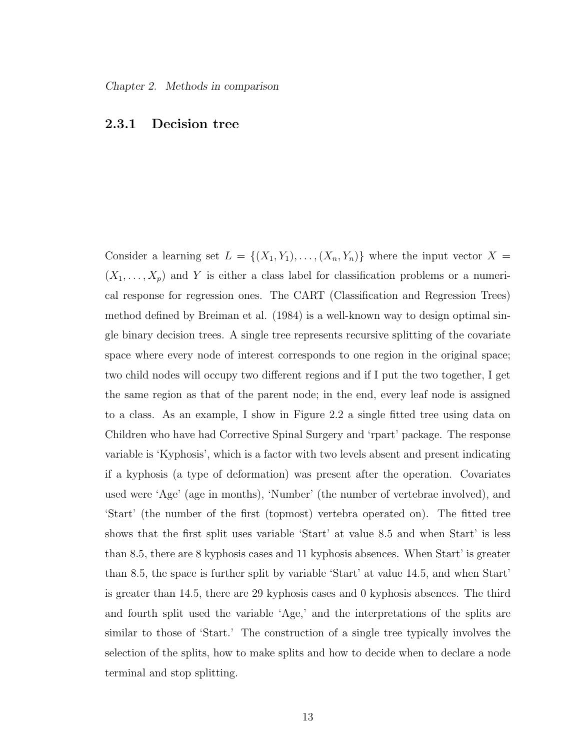### 2.3.1 Decision tree

Consider a learning set $L = \{(X_1, Y_1), \ldots, (X_n, Y_n)\}$ where the input vector $X = (X_1, \ldots, X_p)$ and $Y$ is either a class label for classification problems or a numerical response for regression ones. The CART (Classification and Regression Trees) method defined by Breiman et al. (1984) is a well-known way to design optimal single binary decision trees. A single tree represents recursive splitting of the covariate space where every node of interest corresponds to one region in the original space; two child nodes will occupy two different regions and if I put the two together, I get the same region as that of the parent node; in the end, every leaf node is assigned to a class. As an example, I show in Figure 2.2 a single fitted tree using data on Children who have had Corrective Spinal Surgery and 'rpart' package. The response variable is 'Kyphosis', which is a factor with two levels absent and present indicating if a kyphosis (a type of deformation) was present after the operation. Covariates used were 'Age' (age in months), 'Number' (the number of vertebrae involved), and 'Start' (the number of the first (topmost) vertebra operated on). The fitted tree shows that the first split uses variable 'Start' at value 8.5 and when Start' is less than 8.5, there are 8 kyphosis cases and 11 kyphosis absences. When Start' is greater than 8.5, the space is further split by variable 'Start' at value 14.5, and when Start' is greater than 14.5, there are 29 kyphosis cases and 0 kyphosis absences. The third and fourth split used the variable 'Age,' and the interpretations of the splits are similar to those of 'Start.' The construction of a single tree typically involves the selection of the splits, how to make splits and how to decide when to declare a node terminal and stop splitting.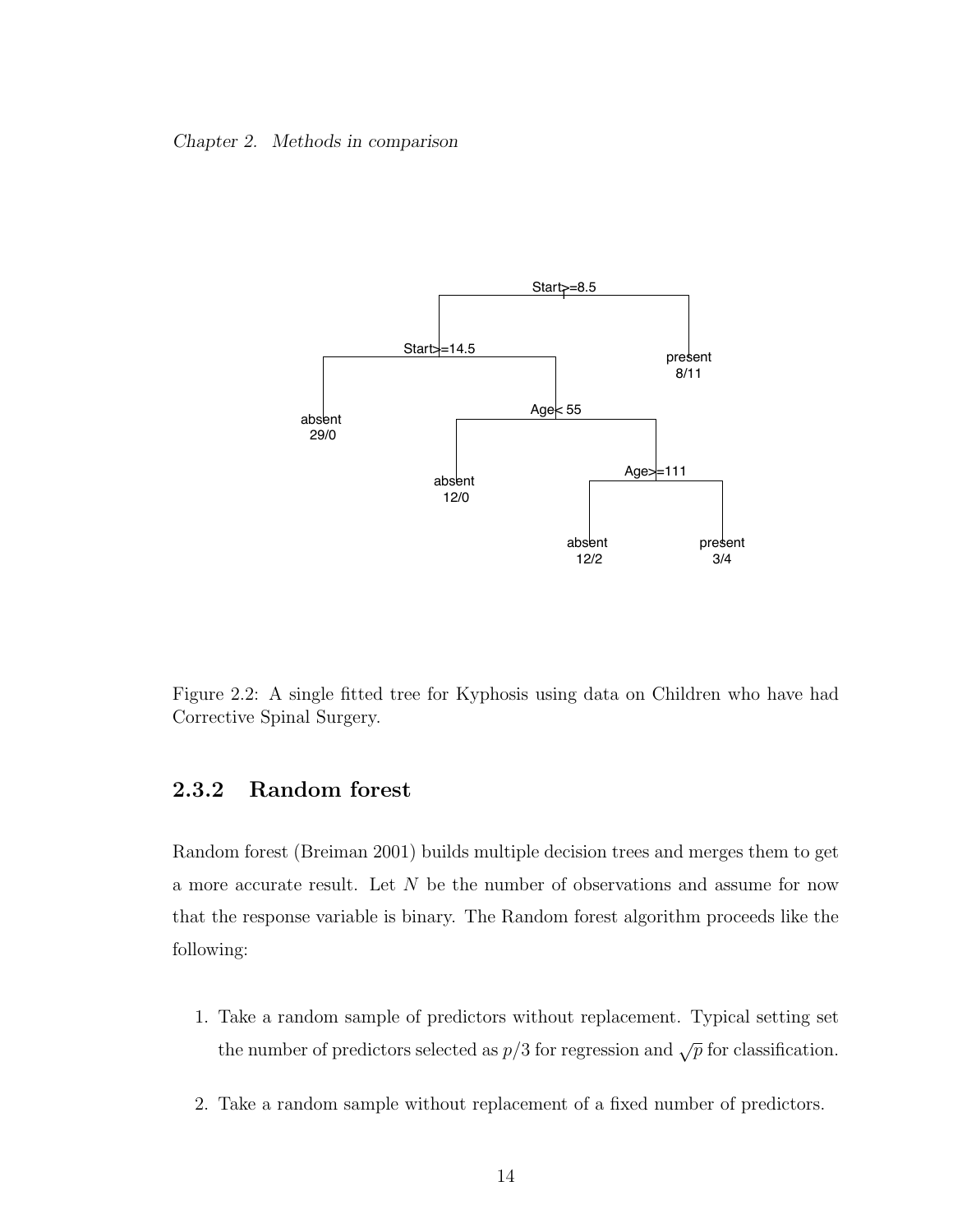Figure 2.2: A single fitted tree for Kyphosis using data on Children who have had Corrective Spinal Surgery.

### 2.3.2 Random forest

Random forest (Breiman 2001) builds multiple decision trees and merges them to get a more accurate result. Let $N$ be the number of observations and assume for now that the response variable is binary. The Random forest algorithm proceeds like the following:

1. Take a random sample of predictors without replacement. Typical setting set the number of predictors selected as $p/3$ for regression and $\sqrt{p}$ for classification.

2. Take a random sample without replacement of a fixed number of predictors.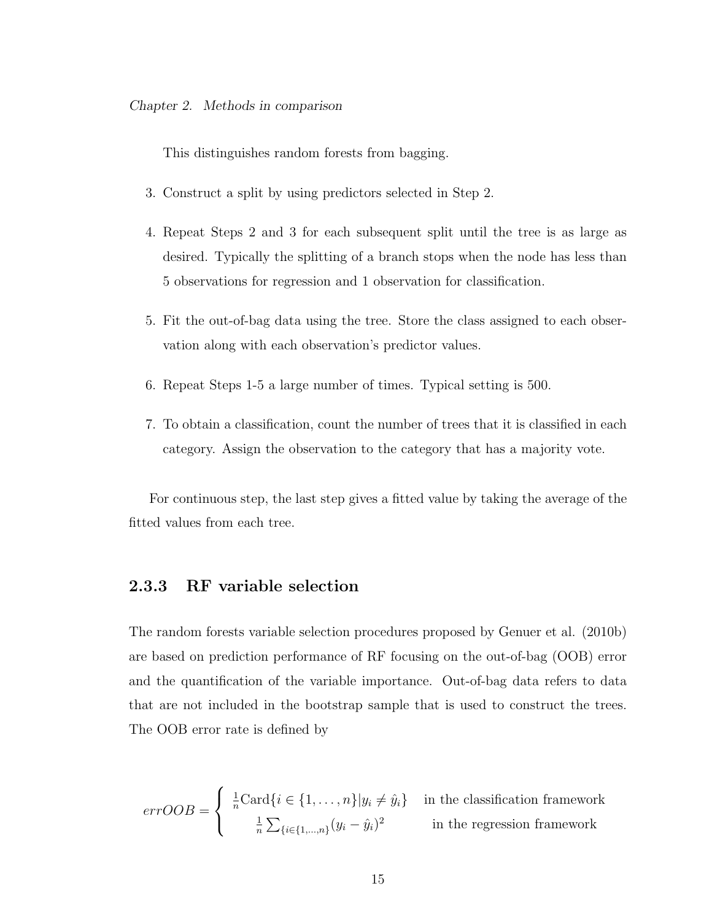This distinguishes random forests from bagging.

3. Construct a split by using predictors selected in Step 2.

4. Repeat Steps 2 and 3 for each subsequent split until the tree is as large as desired. Typically the splitting of a branch stops when the node has less than 5 observations for regression and 1 observation for classification.

5. Fit the out-of-bag data using the tree. Store the class assigned to each observation along with each observation's predictor values.

6. Repeat Steps 1-5 a large number of times. Typical setting is 500.

7. To obtain a classification, count the number of trees that it is classified in each category. Assign the observation to the category that has a majority vote.

For continuous step, the last step gives a fitted value by taking the average of the fitted values from each tree.

### 2.3.3 RF variable selection

The random forests variable selection procedures proposed by Genuer et al. (2010b) are based on prediction performance of RF focusing on the out-of-bag (OOB) error and the quantification of the variable importance. Out-of-bag data refers to data that are not included in the bootstrap sample that is used to construct the trees. The OOB error rate is defined by

$$
errOOB = \begin{cases} \frac{1}{n}\text{Card}\{i \in \{1, \ldots, n\} | y_i \neq \hat{y}_i\} & \text{in the classification framework} \\ \frac{1}{n}\sum_{\{i \in \{1,\ldots,n\}}(y_i - \hat{y}_i)^2 & \text{in the regression framework} \end{cases}
$$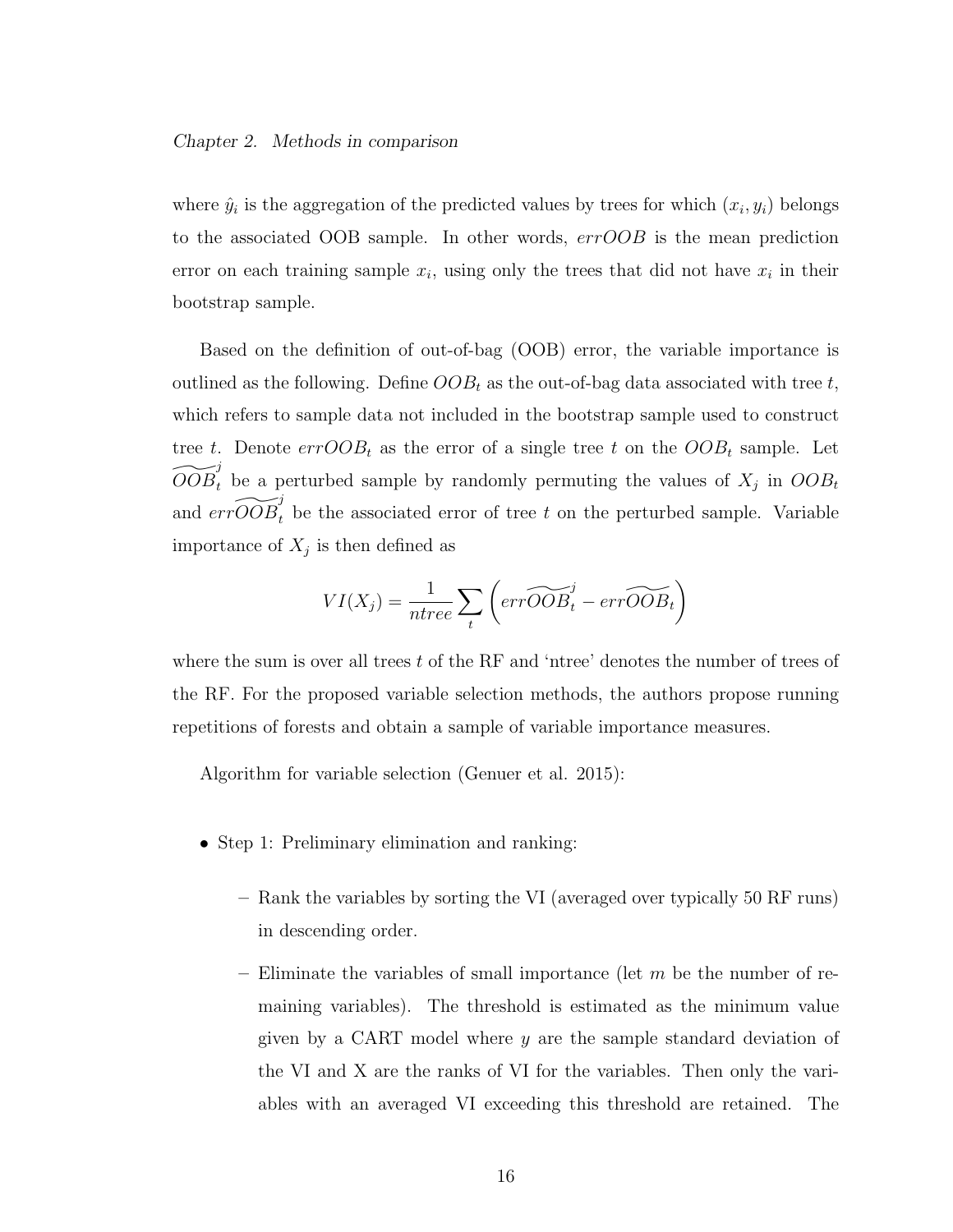where $\hat{y}_i$ is the aggregation of the predicted values by trees for which $(x_i, y_i)$ belongs to the associated OOB sample. In other words, $errOOB$ is the mean prediction error on each training sample $x_i$, using only the trees that did not have $x_i$ in their bootstrap sample.

Based on the definition of out-of-bag (OOB) error, the variable importance is outlined as the following. Define $OOB_t$ as the out-of-bag data associated with tree $t$, which refers to sample data not included in the bootstrap sample used to construct tree $t$. Denote $errOOB_t$ as the error of a single tree $t$ on the $OOB_t$ sample. Let $\widetilde{OOB}_t^j$ be a perturbed sample by randomly permuting the values of $X_j$ in $OOB_t$ and $err\widetilde{OOB}_t^j$ be the associated error of tree $t$ on the perturbed sample. Variable importance of $X_j$ is then defined as

$$VI(X_j) = \frac{1}{ntree} \sum_t \left( err\widetilde{OOB}_t^j - err\widetilde{OOB}_t \right)$$

where the sum is over all trees $t$ of the RF and 'ntree' denotes the number of trees of the RF. For the proposed variable selection methods, the authors propose running repetitions of forests and obtain a sample of variable importance measures.

Algorithm for variable selection (Genuer et al. 2015):

- Step 1: Preliminary elimination and ranking:
  - Rank the variables by sorting the VI (averaged over typically 50 RF runs) in descending order.
  - Eliminate the variables of small importance (let $m$ be the number of remaining variables). The threshold is estimated as the minimum value given by a CART model where $y$ are the sample standard deviation of the VI and X are the ranks of VI for the variables. Then only the variables with an averaged VI exceeding this threshold are retained. The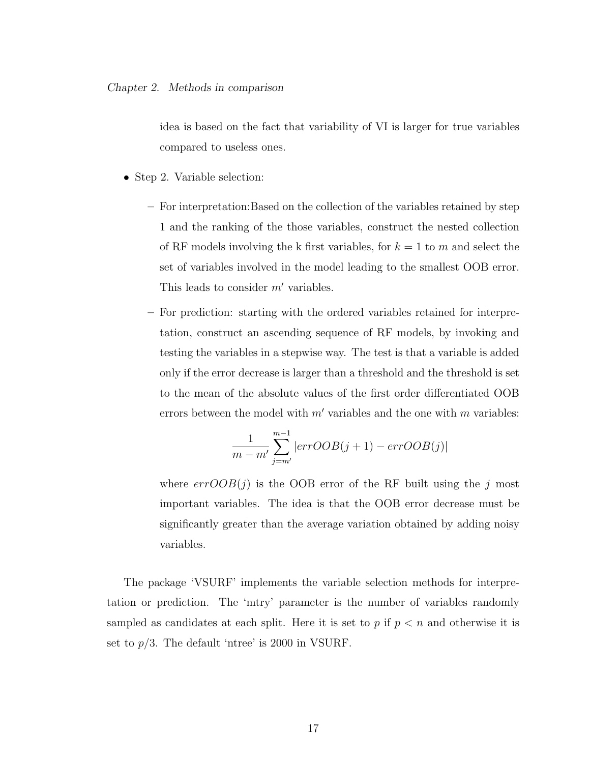idea is based on the fact that variability of VI is larger for true variables compared to useless ones.

- Step 2. Variable selection:
  - For interpretation:Based on the collection of the variables retained by step 1 and the ranking of the those variables, construct the nested collection of RF models involving the k first variables, for $k = 1$ to $m$ and select the set of variables involved in the model leading to the smallest OOB error. This leads to consider $m'$ variables.
  - For prediction: starting with the ordered variables retained for interpretation, construct an ascending sequence of RF models, by invoking and testing the variables in a stepwise way. The test is that a variable is added only if the error decrease is larger than a threshold and the threshold is set to the mean of the absolute values of the first order differentiated OOB errors between the model with $m'$ variables and the one with $m$ variables:

    $$\frac{1}{m - m'} \sum_{j=m'}^{m-1} |errOOB(j+1) - errOOB(j)|$$

    where $errOOB(j)$ is the OOB error of the RF built using the $j$ most important variables. The idea is that the OOB error decrease must be significantly greater than the average variation obtained by adding noisy variables.

The package 'VSURF' implements the variable selection methods for interpretation or prediction. The 'mtry' parameter is the number of variables randomly sampled as candidates at each split. Here it is set to $p$ if $p < n$ and otherwise it is set to $p/3$. The default 'ntree' is 2000 in VSURF.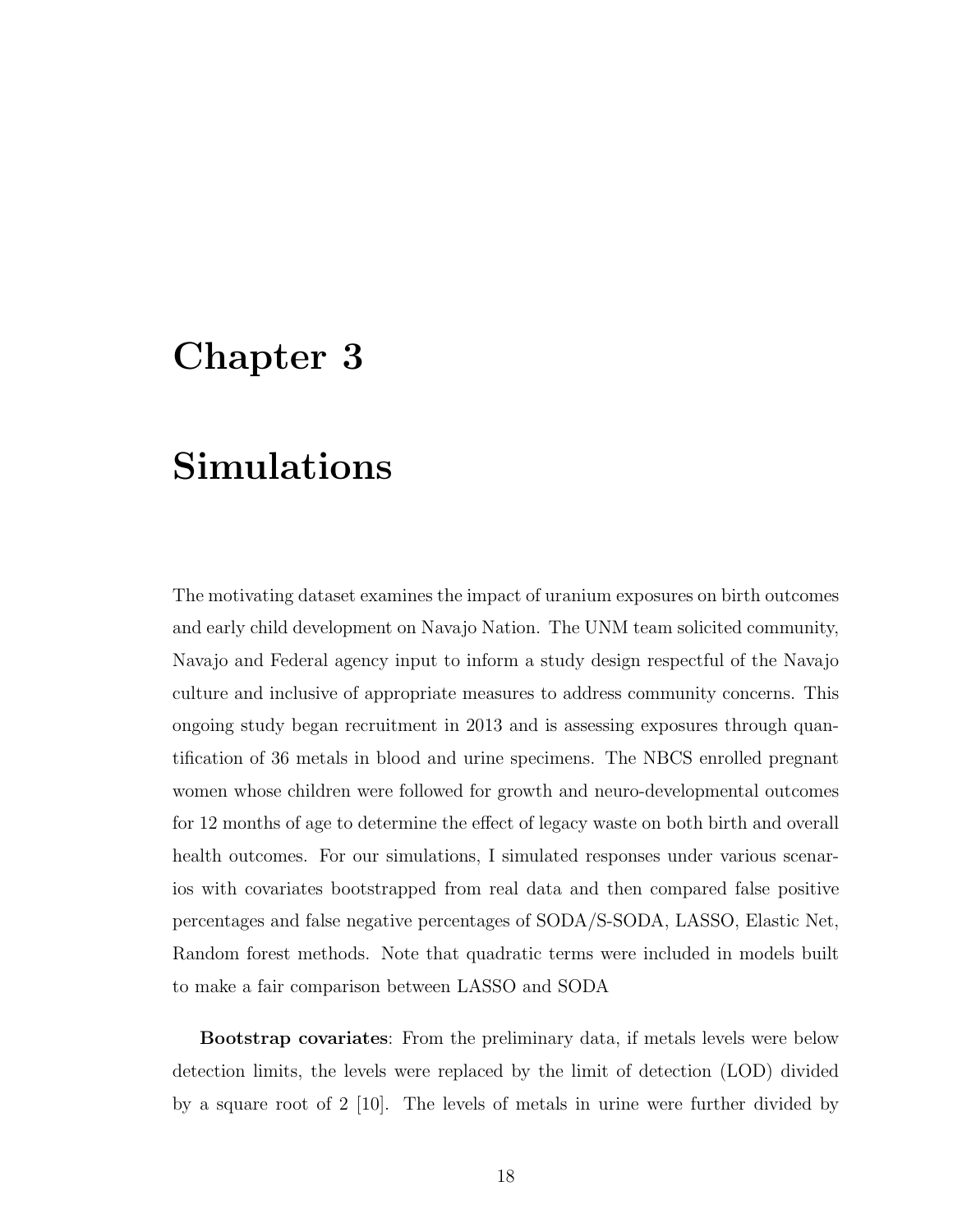# Chapter 3

# Simulations

The motivating dataset examines the impact of uranium exposures on birth outcomes and early child development on Navajo Nation. The UNM team solicited community, Navajo and Federal agency input to inform a study design respectful of the Navajo culture and inclusive of appropriate measures to address community concerns. This ongoing study began recruitment in 2013 and is assessing exposures through quantification of 36 metals in blood and urine specimens. The NBCS enrolled pregnant women whose children were followed for growth and neuro-developmental outcomes for 12 months of age to determine the effect of legacy waste on both birth and overall health outcomes. For our simulations, I simulated responses under various scenarios with covariates bootstrapped from real data and then compared false positive percentages and false negative percentages of SODA/S-SODA, LASSO, Elastic Net, Random forest methods. Note that quadratic terms were included in models built to make a fair comparison between LASSO and SODA

**Bootstrap covariates**: From the preliminary data, if metals levels were below detection limits, the levels were replaced by the limit of detection (LOD) divided by a square root of 2 [10]. The levels of metals in urine were further divided by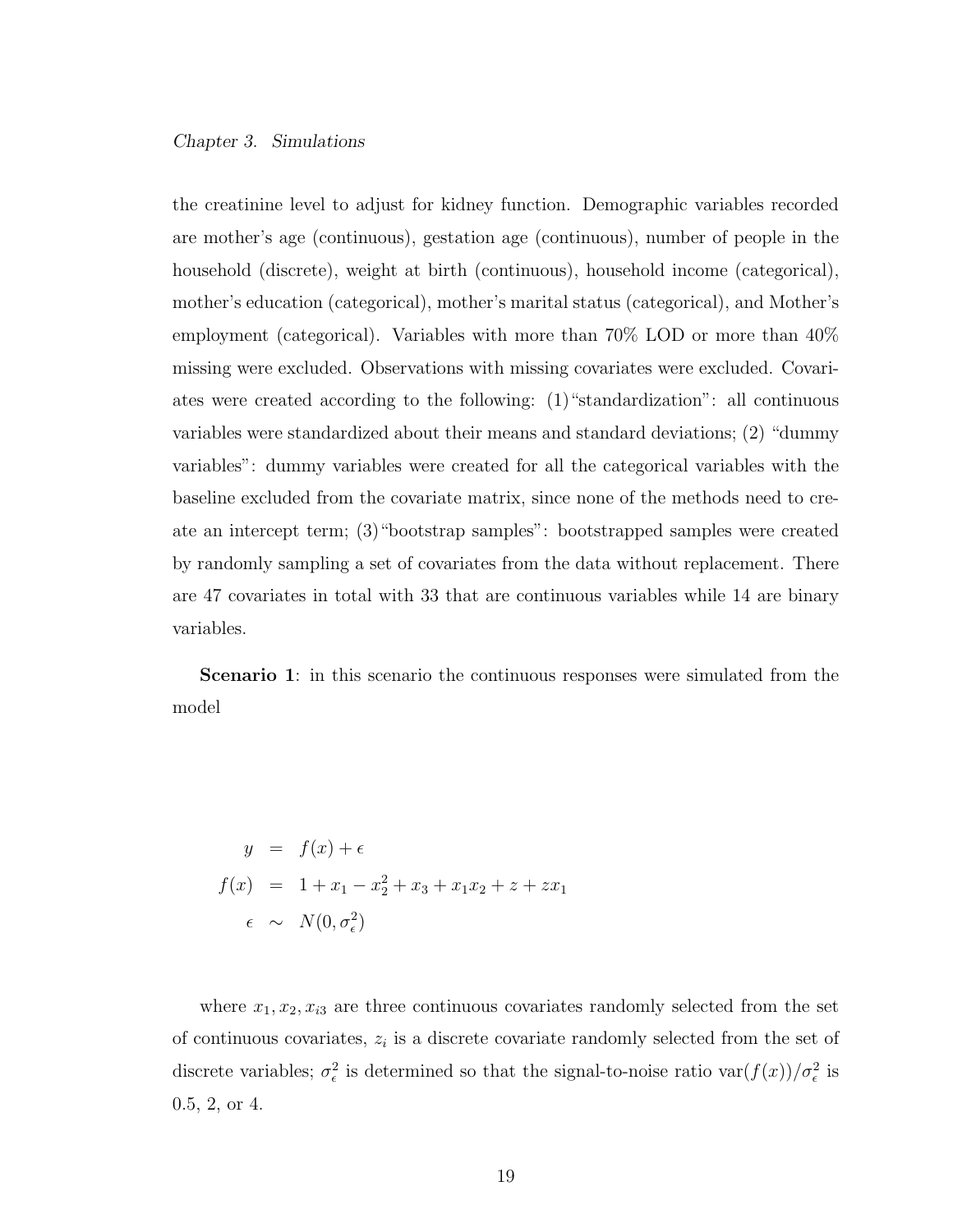the creatinine level to adjust for kidney function. Demographic variables recorded are mother's age (continuous), gestation age (continuous), number of people in the household (discrete), weight at birth (continuous), household income (categorical), mother's education (categorical), mother's marital status (categorical), and Mother's employment (categorical). Variables with more than 70% LOD or more than 40% missing were excluded. Observations with missing covariates were excluded. Covariates were created according to the following: (1)"standardization": all continuous variables were standardized about their means and standard deviations; (2) "dummy variables": dummy variables were created for all the categorical variables with the baseline excluded from the covariate matrix, since none of the methods need to create an intercept term; (3)"bootstrap samples": bootstrapped samples were created by randomly sampling a set of covariates from the data without replacement. There are 47 covariates in total with 33 that are continuous variables while 14 are binary variables.

**Scenario 1**: in this scenario the continuous responses were simulated from the model

$$
\begin{aligned}
y &= f(x) + \epsilon \\
f(x) &= 1 + x_1 - x_2^2 + x_3 + x_1 x_2 + z + z x_1 \\
\epsilon &\sim N(0, \sigma_\epsilon^2)
\end{aligned}
$$

where $x_1, x_2, x_{i3}$ are three continuous covariates randomly selected from the set of continuous covariates, $z_i$ is a discrete covariate randomly selected from the set of discrete variables; $\sigma_\epsilon^2$ is determined so that the signal-to-noise ratio $\text{var}(f(x))/\sigma_\epsilon^2$ is 0.5, 2, or 4.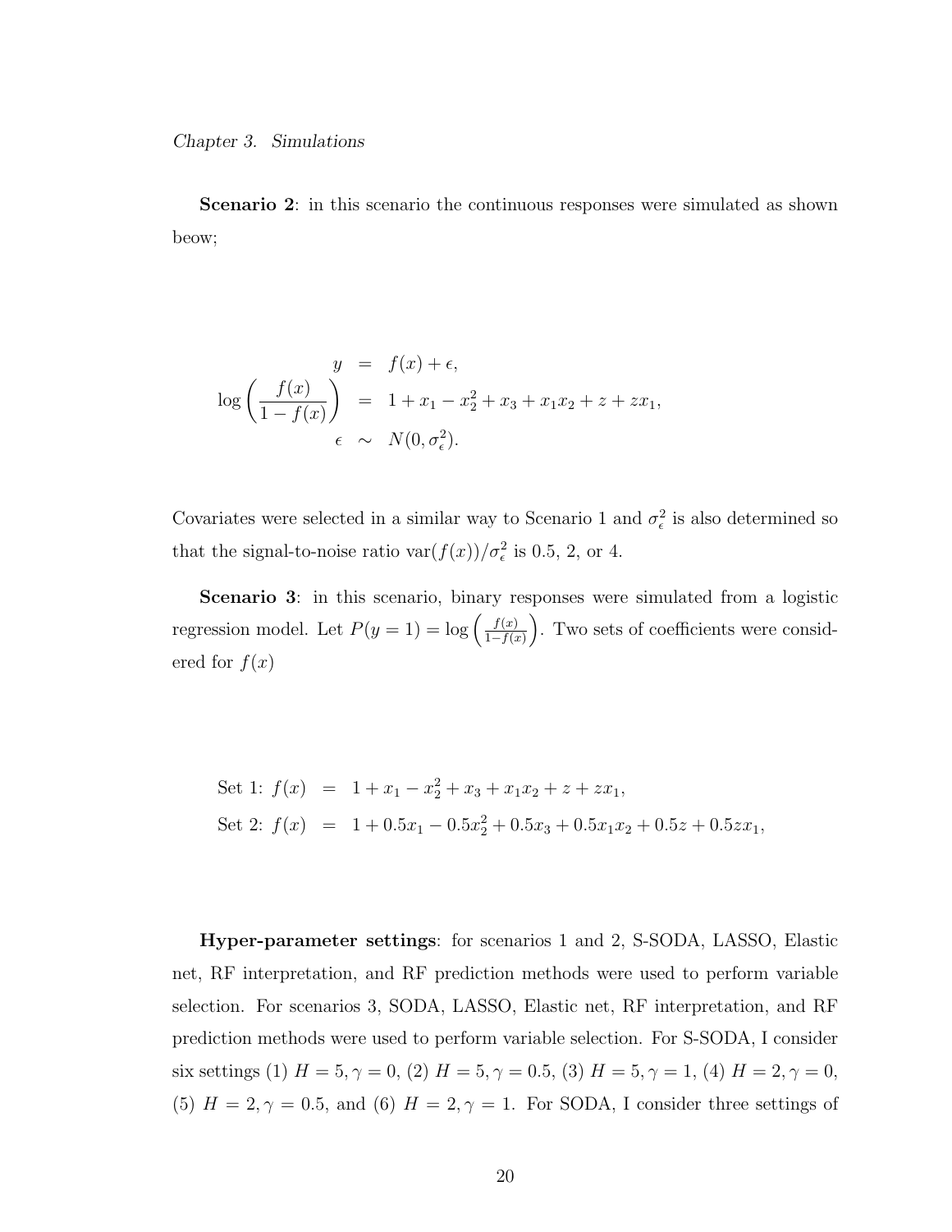**Scenario 2**: in this scenario the continuous responses were simulated as shown beow;

$$
\begin{aligned}
y &= f(x) + \epsilon, \\
\log\left(\frac{f(x)}{1 - f(x)}\right) &= 1 + x_1 - x_2^2 + x_3 + x_1 x_2 + z + z x_1, \\
\epsilon &\sim N(0, \sigma_\epsilon^2).
\end{aligned}
$$

Covariates were selected in a similar way to Scenario 1 and $\sigma_\epsilon^2$ is also determined so that the signal-to-noise ratio $\text{var}(f(x))/\sigma_\epsilon^2$ is 0.5, 2, or 4.

**Scenario 3**: in this scenario, binary responses were simulated from a logistic regression model. Let $P(y = 1) = \log\left(\frac{f(x)}{1-f(x)}\right)$. Two sets of coefficients were considered for $f(x)$

$$
\begin{aligned}
\text{Set 1: } f(x) &= 1 + x_1 - x_2^2 + x_3 + x_1 x_2 + z + z x_1, \\
\text{Set 2: } f(x) &= 1 + 0.5x_1 - 0.5x_2^2 + 0.5x_3 + 0.5x_1 x_2 + 0.5z + 0.5z x_1,
\end{aligned}
$$

**Hyper-parameter settings**: for scenarios 1 and 2, S-SODA, LASSO, Elastic net, RF interpretation, and RF prediction methods were used to perform variable selection. For scenarios 3, SODA, LASSO, Elastic net, RF interpretation, and RF prediction methods were used to perform variable selection. For S-SODA, I consider six settings (1) $H = 5, \gamma = 0$, (2) $H = 5, \gamma = 0.5$, (3) $H = 5, \gamma = 1$, (4) $H = 2, \gamma = 0$, (5) $H = 2, \gamma = 0.5$, and (6) $H = 2, \gamma = 1$. For SODA, I consider three settings of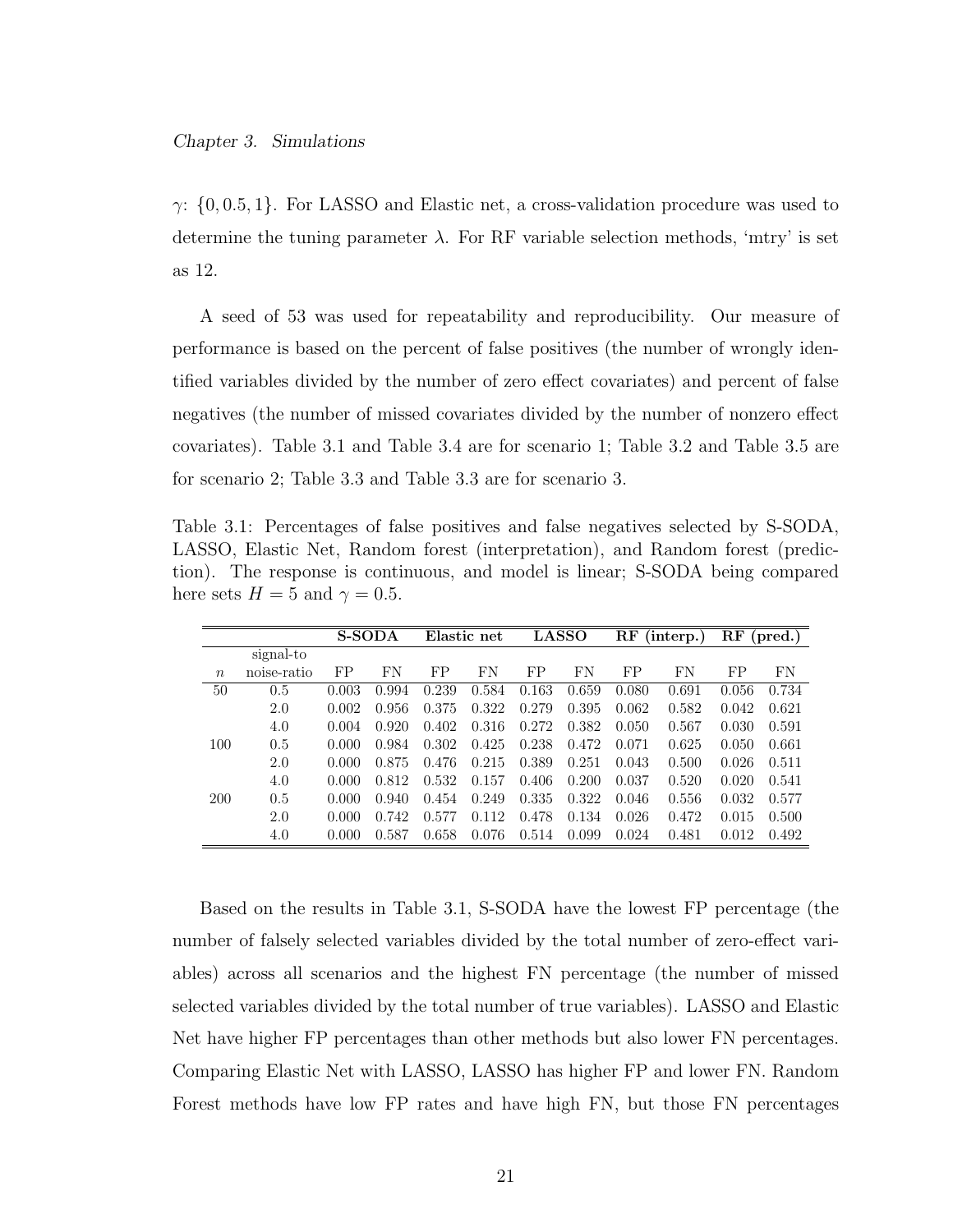$\gamma$: $\{0, 0.5, 1\}$. For LASSO and Elastic net, a cross-validation procedure was used to determine the tuning parameter $\lambda$. For RF variable selection methods, 'mtry' is set as 12.

A seed of 53 was used for repeatability and reproducibility. Our measure of performance is based on the percent of false positives (the number of wrongly identified variables divided by the number of zero effect covariates) and percent of false negatives (the number of missed covariates divided by the number of nonzero effect covariates). Table 3.1 and Table 3.4 are for scenario 1; Table 3.2 and Table 3.5 are for scenario 2; Table 3.3 and Table 3.3 are for scenario 3.

Table 3.1: Percentages of false positives and false negatives selected by S-SODA, LASSO, Elastic Net, Random forest (interpretation), and Random forest (prediction). The response is continuous, and model is linear; S-SODA being compared here sets $H = 5$ and $\gamma = 0.5$.

| | | **S-SODA** | | **Elastic net** | | **LASSO** | | **RF (interp.)** | | **RF (pred.)** | |
|---|---|---|---|---|---|---|---|---|---|---|---|
| $n$ | signal-to noise-ratio | FP | FN | FP | FN | FP | FN | FP | FN | FP | FN |
| 50 | 0.5 | 0.003 | 0.994 | 0.239 | 0.584 | 0.163 | 0.659 | 0.080 | 0.691 | 0.056 | 0.734 |
| | 2.0 | 0.002 | 0.956 | 0.375 | 0.322 | 0.279 | 0.395 | 0.062 | 0.582 | 0.042 | 0.621 |
| | 4.0 | 0.004 | 0.920 | 0.402 | 0.316 | 0.272 | 0.382 | 0.050 | 0.567 | 0.030 | 0.591 |
| 100 | 0.5 | 0.000 | 0.984 | 0.302 | 0.425 | 0.238 | 0.472 | 0.071 | 0.625 | 0.050 | 0.661 |
| | 2.0 | 0.000 | 0.875 | 0.476 | 0.215 | 0.389 | 0.251 | 0.043 | 0.500 | 0.026 | 0.511 |
| | 4.0 | 0.000 | 0.812 | 0.532 | 0.157 | 0.406 | 0.200 | 0.037 | 0.520 | 0.020 | 0.541 |
| 200 | 0.5 | 0.000 | 0.940 | 0.454 | 0.249 | 0.335 | 0.322 | 0.046 | 0.556 | 0.032 | 0.577 |
| | 2.0 | 0.000 | 0.742 | 0.577 | 0.112 | 0.478 | 0.134 | 0.026 | 0.472 | 0.015 | 0.500 |
| | 4.0 | 0.000 | 0.587 | 0.658 | 0.076 | 0.514 | 0.099 | 0.024 | 0.481 | 0.012 | 0.492 |

Based on the results in Table 3.1, S-SODA have the lowest FP percentage (the number of falsely selected variables divided by the total number of zero-effect variables) across all scenarios and the highest FN percentage (the number of missed selected variables divided by the total number of true variables). LASSO and Elastic Net have higher FP percentages than other methods but also lower FN percentages. Comparing Elastic Net with LASSO, LASSO has higher FP and lower FN. Random Forest methods have low FP rates and have high FN, but those FN percentages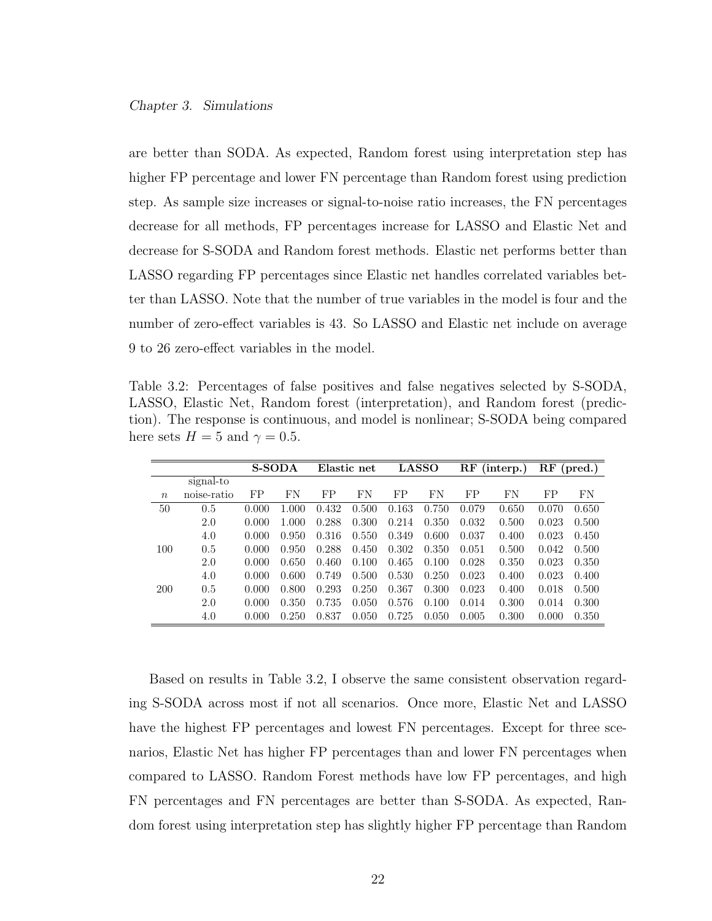are better than SODA. As expected, Random forest using interpretation step has higher FP percentage and lower FN percentage than Random forest using prediction step. As sample size increases or signal-to-noise ratio increases, the FN percentages decrease for all methods, FP percentages increase for LASSO and Elastic Net and decrease for S-SODA and Random forest methods. Elastic net performs better than LASSO regarding FP percentages since Elastic net handles correlated variables better than LASSO. Note that the number of true variables in the model is four and the number of zero-effect variables is 43. So LASSO and Elastic net include on average 9 to 26 zero-effect variables in the model.

Table 3.2: Percentages of false positives and false negatives selected by S-SODA, LASSO, Elastic Net, Random forest (interpretation), and Random forest (prediction). The response is continuous, and model is nonlinear; S-SODA being compared here sets $H = 5$ and $\gamma = 0.5$.

| | | **S-SODA** | | **Elastic net** | | **LASSO** | | **RF (interp.)** | | **RF (pred.)** | |
|---|---|---|---|---|---|---|---|---|---|---|---|
| $n$ | signal-to noise-ratio | FP | FN | FP | FN | FP | FN | FP | FN | FP | FN |
| 50 | 0.5 | 0.000 | 1.000 | 0.432 | 0.500 | 0.163 | 0.750 | 0.079 | 0.650 | 0.070 | 0.650 |
| | 2.0 | 0.000 | 1.000 | 0.288 | 0.300 | 0.214 | 0.350 | 0.032 | 0.500 | 0.023 | 0.500 |
| | 4.0 | 0.000 | 0.950 | 0.316 | 0.550 | 0.349 | 0.600 | 0.037 | 0.400 | 0.023 | 0.450 |
| 100 | 0.5 | 0.000 | 0.950 | 0.288 | 0.450 | 0.302 | 0.350 | 0.051 | 0.500 | 0.042 | 0.500 |
| | 2.0 | 0.000 | 0.650 | 0.460 | 0.100 | 0.465 | 0.100 | 0.028 | 0.350 | 0.023 | 0.350 |
| | 4.0 | 0.000 | 0.600 | 0.749 | 0.500 | 0.530 | 0.250 | 0.023 | 0.400 | 0.023 | 0.400 |
| 200 | 0.5 | 0.000 | 0.800 | 0.293 | 0.250 | 0.367 | 0.300 | 0.023 | 0.400 | 0.018 | 0.500 |
| | 2.0 | 0.000 | 0.350 | 0.735 | 0.050 | 0.576 | 0.100 | 0.014 | 0.300 | 0.014 | 0.300 |
| | 4.0 | 0.000 | 0.250 | 0.837 | 0.050 | 0.725 | 0.050 | 0.005 | 0.300 | 0.000 | 0.350 |

Based on results in Table 3.2, I observe the same consistent observation regarding S-SODA across most if not all scenarios. Once more, Elastic Net and LASSO have the highest FP percentages and lowest FN percentages. Except for three scenarios, Elastic Net has higher FP percentages than and lower FN percentages when compared to LASSO. Random Forest methods have low FP percentages, and high FN percentages and FN percentages are better than S-SODA. As expected, Random forest using interpretation step has slightly higher FP percentage than Random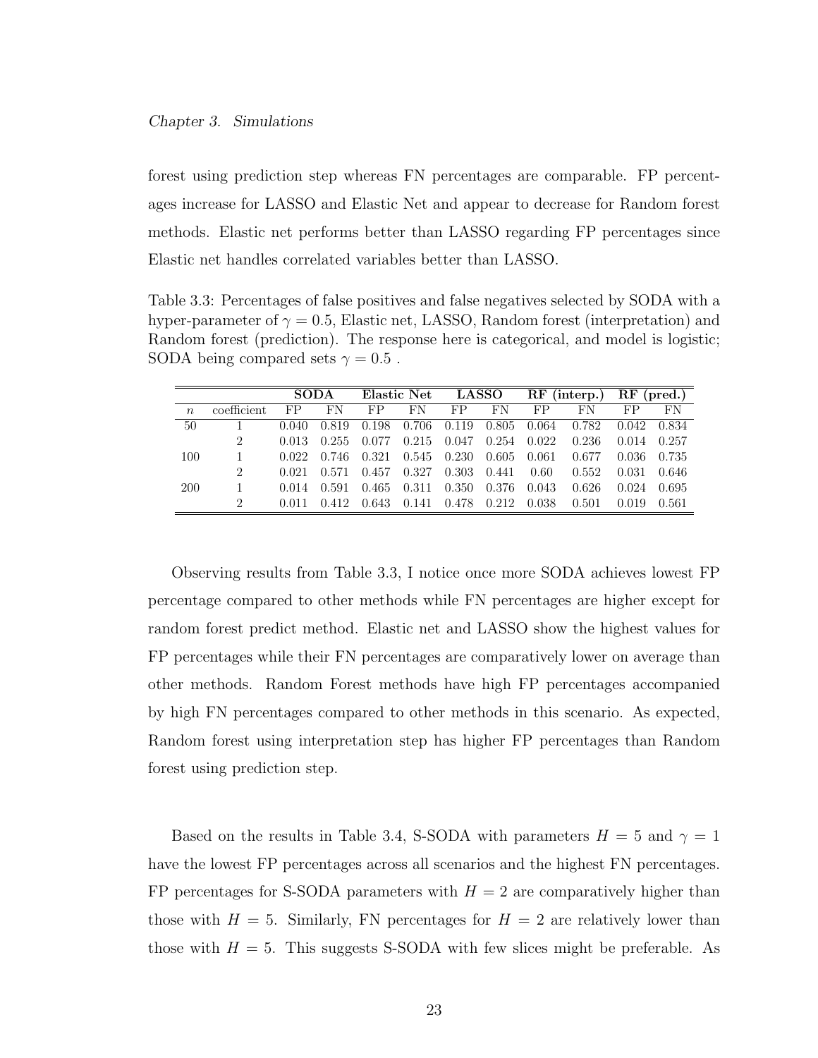forest using prediction step whereas FN percentages are comparable. FP percentages increase for LASSO and Elastic Net and appear to decrease for Random forest methods. Elastic net performs better than LASSO regarding FP percentages since Elastic net handles correlated variables better than LASSO.

Table 3.3: Percentages of false positives and false negatives selected by SODA with a hyper-parameter of $\gamma = 0.5$, Elastic net, LASSO, Random forest (interpretation) and Random forest (prediction). The response here is categorical, and model is logistic; SODA being compared sets $\gamma = 0.5$ .

| | | **SODA** | | **Elastic Net** | | **LASSO** | | **RF (interp.)** | | **RF (pred.)** | |
|---|---|---|---|---|---|---|---|---|---|---|---|
| $n$ | coefficient | FP | FN | FP | FN | FP | FN | FP | FN | FP | FN |
| 50 | 1 | 0.040 | 0.819 | 0.198 | 0.706 | 0.119 | 0.805 | 0.064 | 0.782 | 0.042 | 0.834 |
| | 2 | 0.013 | 0.255 | 0.077 | 0.215 | 0.047 | 0.254 | 0.022 | 0.236 | 0.014 | 0.257 |
| 100 | 1 | 0.022 | 0.746 | 0.321 | 0.545 | 0.230 | 0.605 | 0.061 | 0.677 | 0.036 | 0.735 |
| | 2 | 0.021 | 0.571 | 0.457 | 0.327 | 0.303 | 0.441 | 0.60 | 0.552 | 0.031 | 0.646 |
| 200 | 1 | 0.014 | 0.591 | 0.465 | 0.311 | 0.350 | 0.376 | 0.043 | 0.626 | 0.024 | 0.695 |
| | 2 | 0.011 | 0.412 | 0.643 | 0.141 | 0.478 | 0.212 | 0.038 | 0.501 | 0.019 | 0.561 |

Observing results from Table 3.3, I notice once more SODA achieves lowest FP percentage compared to other methods while FN percentages are higher except for random forest predict method. Elastic net and LASSO show the highest values for FP percentages while their FN percentages are comparatively lower on average than other methods. Random Forest methods have high FP percentages accompanied by high FN percentages compared to other methods in this scenario. As expected, Random forest using interpretation step has higher FP percentages than Random forest using prediction step.

Based on the results in Table 3.4, S-SODA with parameters $H = 5$ and $\gamma = 1$ have the lowest FP percentages across all scenarios and the highest FN percentages. FP percentages for S-SODA parameters with $H = 2$ are comparatively higher than those with $H = 5$. Similarly, FN percentages for $H = 2$ are relatively lower than those with $H = 5$. This suggests S-SODA with few slices might be preferable. As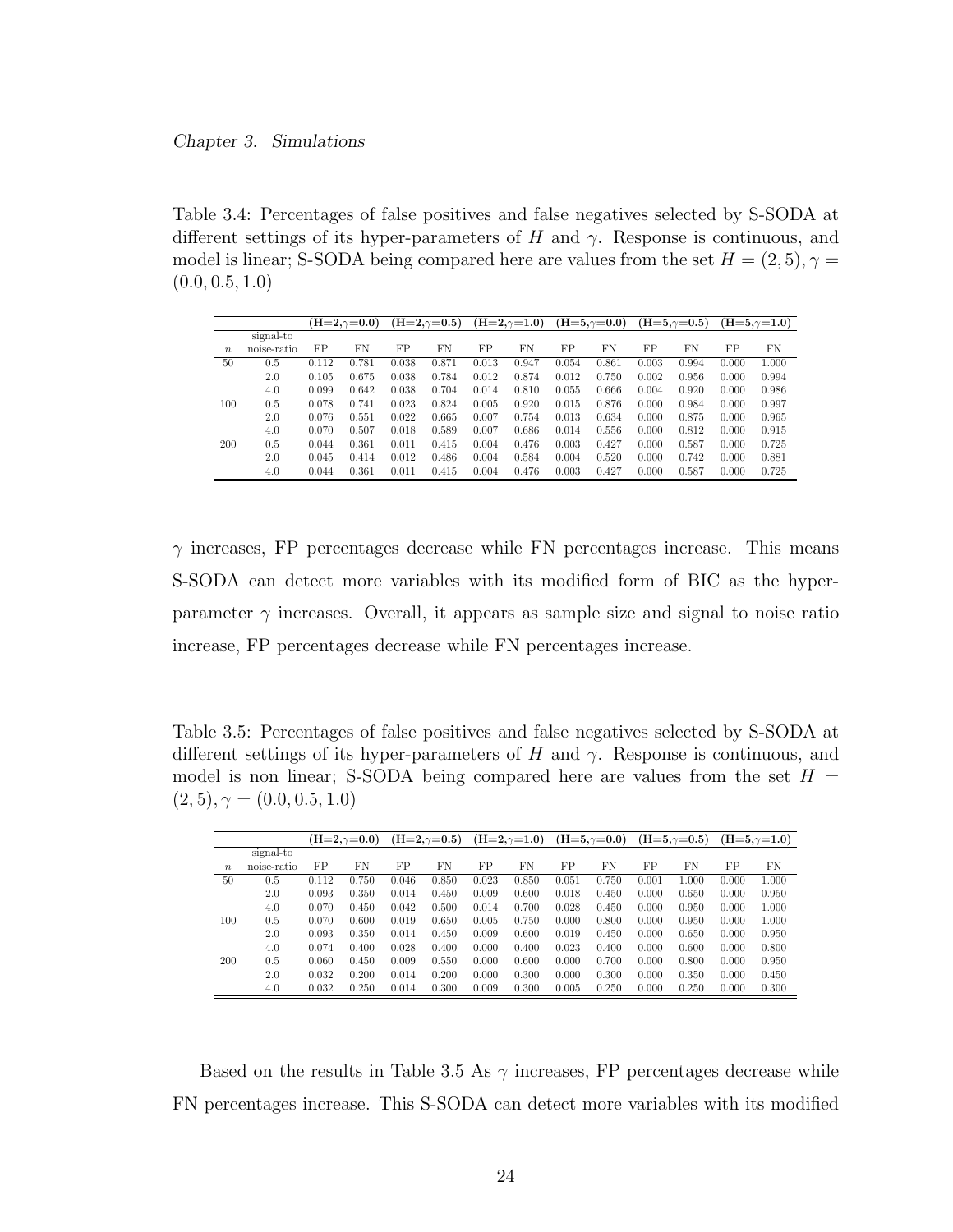Table 3.4: Percentages of false positives and false negatives selected by S-SODA at different settings of its hyper-parameters of $H$ and $\gamma$. Response is continuous, and model is linear; S-SODA being compared here are values from the set $H = (2, 5), \gamma = (0.0, 0.5, 1.0)$

| | | (H=2,$\gamma$=0.0) | | (H=2,$\gamma$=0.5) | | (H=2,$\gamma$=1.0) | | (H=5,$\gamma$=0.0) | | (H=5,$\gamma$=0.5) | | (H=5,$\gamma$=1.0) | |
|---|---|---|---|---|---|---|---|---|---|---|---|---|---|
| $n$ | signal-to noise-ratio | FP | FN | FP | FN | FP | FN | FP | FN | FP | FN | FP | FN |
| 50 | 0.5 | 0.112 | 0.781 | 0.038 | 0.871 | 0.013 | 0.947 | 0.054 | 0.861 | 0.003 | 0.994 | 0.000 | 1.000 |
| | 2.0 | 0.105 | 0.675 | 0.038 | 0.784 | 0.012 | 0.874 | 0.012 | 0.750 | 0.002 | 0.956 | 0.000 | 0.994 |
| | 4.0 | 0.099 | 0.642 | 0.038 | 0.704 | 0.014 | 0.810 | 0.055 | 0.666 | 0.004 | 0.920 | 0.000 | 0.986 |
| 100 | 0.5 | 0.078 | 0.741 | 0.023 | 0.824 | 0.005 | 0.920 | 0.015 | 0.876 | 0.000 | 0.984 | 0.000 | 0.997 |
| | 2.0 | 0.076 | 0.551 | 0.022 | 0.665 | 0.007 | 0.754 | 0.013 | 0.634 | 0.000 | 0.875 | 0.000 | 0.965 |
| | 4.0 | 0.070 | 0.507 | 0.018 | 0.589 | 0.007 | 0.686 | 0.014 | 0.556 | 0.000 | 0.812 | 0.000 | 0.915 |
| 200 | 0.5 | 0.044 | 0.361 | 0.011 | 0.415 | 0.004 | 0.476 | 0.003 | 0.427 | 0.000 | 0.587 | 0.000 | 0.725 |
| | 2.0 | 0.045 | 0.414 | 0.012 | 0.486 | 0.004 | 0.584 | 0.004 | 0.520 | 0.000 | 0.742 | 0.000 | 0.881 |
| | 4.0 | 0.044 | 0.361 | 0.011 | 0.415 | 0.004 | 0.476 | 0.003 | 0.427 | 0.000 | 0.587 | 0.000 | 0.725 |

$\gamma$ increases, FP percentages decrease while FN percentages increase. This means S-SODA can detect more variables with its modified form of BIC as the hyper-parameter $\gamma$ increases. Overall, it appears as sample size and signal to noise ratio increase, FP percentages decrease while FN percentages increase.

Table 3.5: Percentages of false positives and false negatives selected by S-SODA at different settings of its hyper-parameters of $H$ and $\gamma$. Response is continuous, and model is non linear; S-SODA being compared here are values from the set $H = (2, 5), \gamma = (0.0, 0.5, 1.0)$

| | | (H=2,$\gamma$=0.0) | | (H=2,$\gamma$=0.5) | | (H=2,$\gamma$=1.0) | | (H=5,$\gamma$=0.0) | | (H=5,$\gamma$=0.5) | | (H=5,$\gamma$=1.0) | |
|---|---|---|---|---|---|---|---|---|---|---|---|---|---|
| $n$ | signal-to noise-ratio | FP | FN | FP | FN | FP | FN | FP | FN | FP | FN | FP | FN |
| 50 | 0.5 | 0.112 | 0.750 | 0.046 | 0.850 | 0.023 | 0.850 | 0.051 | 0.750 | 0.001 | 1.000 | 0.000 | 1.000 |
| | 2.0 | 0.093 | 0.350 | 0.014 | 0.450 | 0.009 | 0.600 | 0.018 | 0.450 | 0.000 | 0.650 | 0.000 | 0.950 |
| | 4.0 | 0.070 | 0.450 | 0.042 | 0.500 | 0.014 | 0.700 | 0.028 | 0.450 | 0.000 | 0.950 | 0.000 | 1.000 |
| 100 | 0.5 | 0.070 | 0.600 | 0.019 | 0.650 | 0.005 | 0.750 | 0.000 | 0.800 | 0.000 | 0.950 | 0.000 | 1.000 |
| | 2.0 | 0.093 | 0.350 | 0.014 | 0.450 | 0.009 | 0.600 | 0.019 | 0.450 | 0.000 | 0.650 | 0.000 | 0.950 |
| | 4.0 | 0.074 | 0.400 | 0.028 | 0.400 | 0.000 | 0.400 | 0.023 | 0.400 | 0.000 | 0.600 | 0.000 | 0.800 |
| 200 | 0.5 | 0.060 | 0.450 | 0.009 | 0.550 | 0.000 | 0.600 | 0.000 | 0.700 | 0.000 | 0.800 | 0.000 | 0.950 |
| | 2.0 | 0.032 | 0.200 | 0.014 | 0.200 | 0.000 | 0.300 | 0.000 | 0.300 | 0.000 | 0.350 | 0.000 | 0.450 |
| | 4.0 | 0.032 | 0.250 | 0.014 | 0.300 | 0.009 | 0.300 | 0.005 | 0.250 | 0.000 | 0.250 | 0.000 | 0.300 |

Based on the results in Table 3.5 As $\gamma$ increases, FP percentages decrease while FN percentages increase. This S-SODA can detect more variables with its modified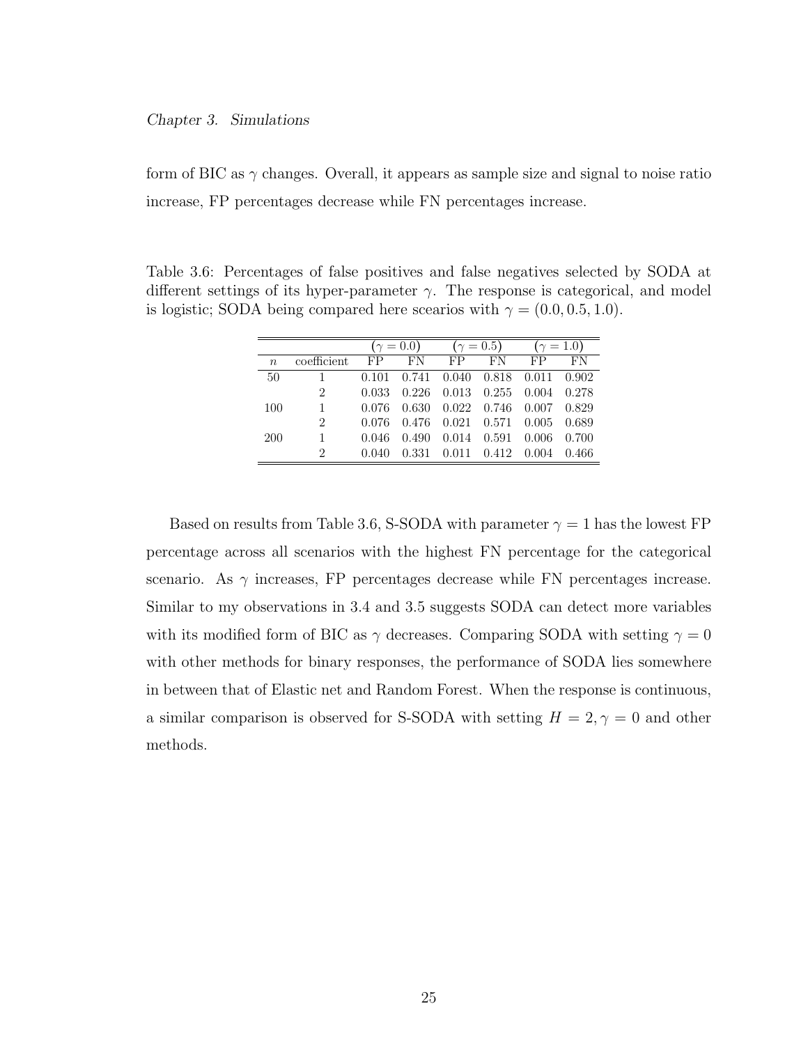form of BIC as $\gamma$ changes. Overall, it appears as sample size and signal to noise ratio increase, FP percentages decrease while FN percentages increase.

Table 3.6: Percentages of false positives and false negatives selected by SODA at different settings of its hyper-parameter $\gamma$. The response is categorical, and model is logistic; SODA being compared here scearios with $\gamma = (0.0, 0.5, 1.0)$.

| | | ($\gamma = 0.0$) | | ($\gamma = 0.5$) | | ($\gamma = 1.0$) | |
|---|---|---|---|---|---|---|---|
| $n$ | coefficient | FP | FN | FP | FN | FP | FN |
| 50 | 1 | 0.101 | 0.741 | 0.040 | 0.818 | 0.011 | 0.902 |
| | 2 | 0.033 | 0.226 | 0.013 | 0.255 | 0.004 | 0.278 |
| 100 | 1 | 0.076 | 0.630 | 0.022 | 0.746 | 0.007 | 0.829 |
| | 2 | 0.076 | 0.476 | 0.021 | 0.571 | 0.005 | 0.689 |
| 200 | 1 | 0.046 | 0.490 | 0.014 | 0.591 | 0.006 | 0.700 |
| | 2 | 0.040 | 0.331 | 0.011 | 0.412 | 0.004 | 0.466 |

Based on results from Table 3.6, S-SODA with parameter $\gamma = 1$ has the lowest FP percentage across all scenarios with the highest FN percentage for the categorical scenario. As $\gamma$ increases, FP percentages decrease while FN percentages increase. Similar to my observations in 3.4 and 3.5 suggests SODA can detect more variables with its modified form of BIC as $\gamma$ decreases. Comparing SODA with setting $\gamma = 0$ with other methods for binary responses, the performance of SODA lies somewhere in between that of Elastic net and Random Forest. When the response is continuous, a similar comparison is observed for S-SODA with setting $H = 2, \gamma = 0$ and other methods.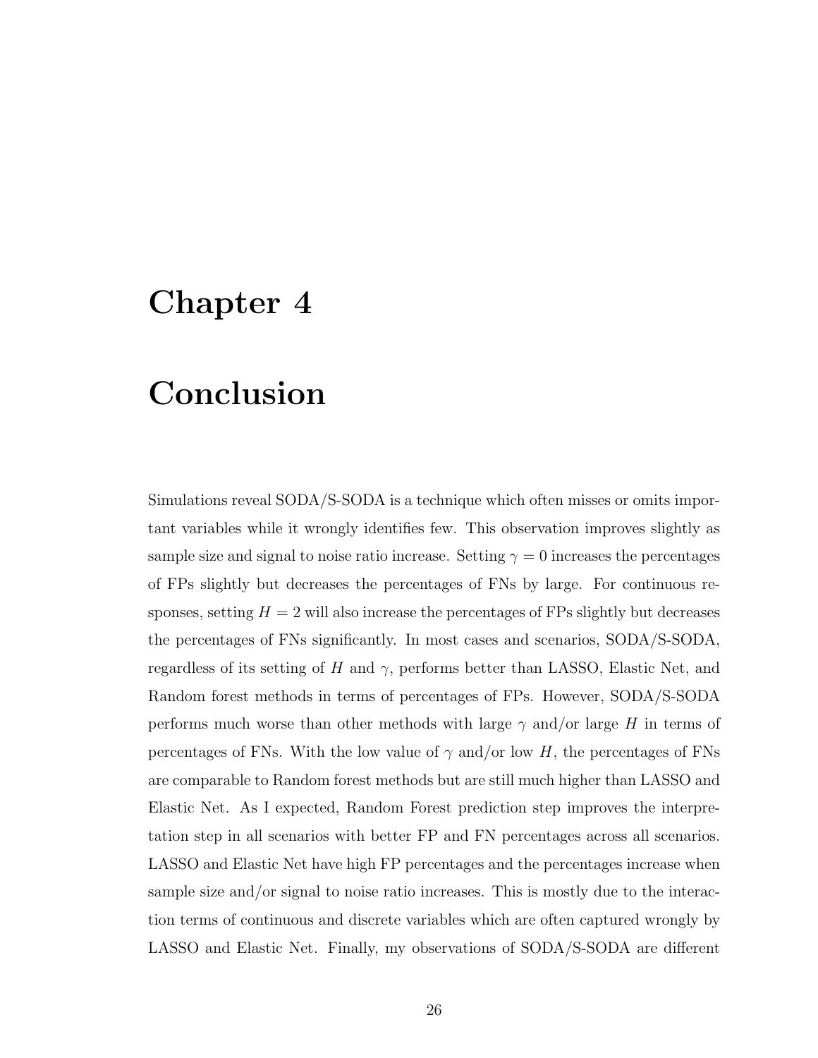# Chapter 4

# Conclusion

Simulations reveal SODA/S-SODA is a technique which often misses or omits important variables while it wrongly identifies few. This observation improves slightly as sample size and signal to noise ratio increase. Setting $\gamma = 0$ increases the percentages of FPs slightly but decreases the percentages of FNs by large. For continuous responses, setting $H = 2$ will also increase the percentages of FPs slightly but decreases the percentages of FNs significantly. In most cases and scenarios, SODA/S-SODA, regardless of its setting of $H$ and $\gamma$, performs better than LASSO, Elastic Net, and Random forest methods in terms of percentages of FPs. However, SODA/S-SODA performs much worse than other methods with large $\gamma$ and/or large $H$ in terms of percentages of FNs. With the low value of $\gamma$ and/or low $H$, the percentages of FNs are comparable to Random forest methods but are still much higher than LASSO and Elastic Net. As I expected, Random Forest prediction step improves the interpretation step in all scenarios with better FP and FN percentages across all scenarios. LASSO and Elastic Net have high FP percentages and the percentages increase when sample size and/or signal to noise ratio increases. This is mostly due to the interaction terms of continuous and discrete variables which are often captured wrongly by LASSO and Elastic Net. Finally, my observations of SODA/S-SODA are different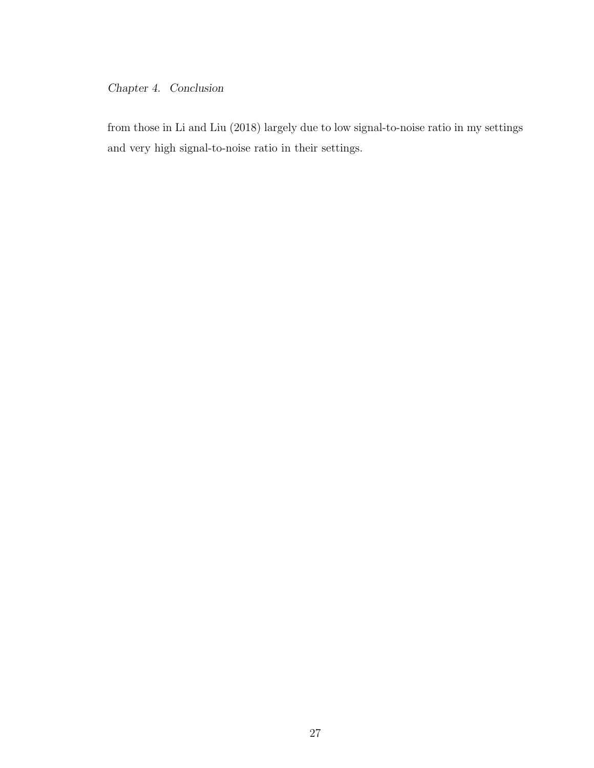from those in Li and Liu (2018) largely due to low signal-to-noise ratio in my settings and very high signal-to-noise ratio in their settings.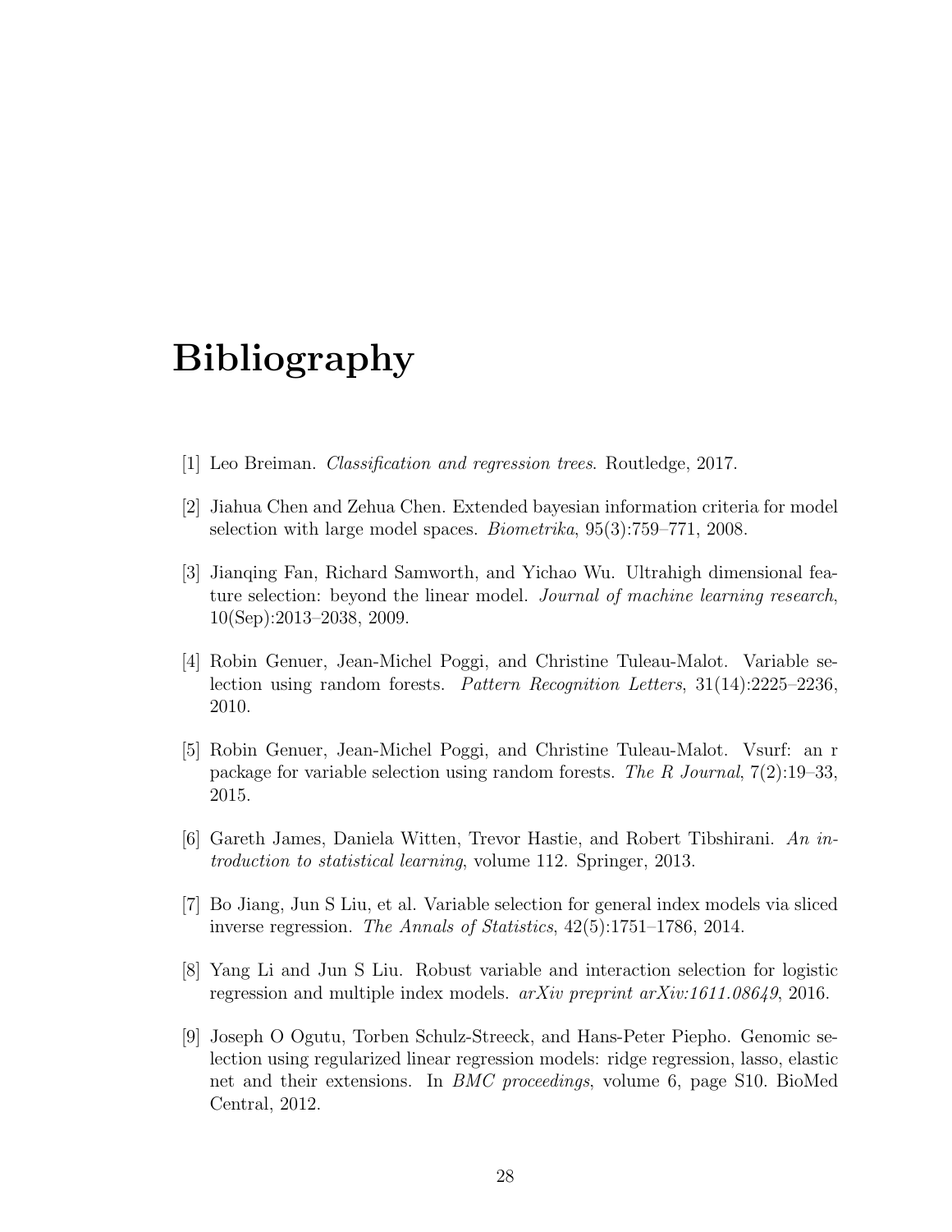# Bibliography

[1] Leo Breiman. *Classification and regression trees*. Routledge, 2017.

[2] Jiahua Chen and Zehua Chen. Extended bayesian information criteria for model selection with large model spaces. *Biometrika*, 95(3):759–771, 2008.

[3] Jianqing Fan, Richard Samworth, and Yichao Wu. Ultrahigh dimensional feature selection: beyond the linear model. *Journal of machine learning research*, 10(Sep):2013–2038, 2009.

[4] Robin Genuer, Jean-Michel Poggi, and Christine Tuleau-Malot. Variable selection using random forests. *Pattern Recognition Letters*, 31(14):2225–2236, 2010.

[5] Robin Genuer, Jean-Michel Poggi, and Christine Tuleau-Malot. Vsurf: an r package for variable selection using random forests. *The R Journal*, 7(2):19–33, 2015.

[6] Gareth James, Daniela Witten, Trevor Hastie, and Robert Tibshirani. *An introduction to statistical learning*, volume 112. Springer, 2013.

[7] Bo Jiang, Jun S Liu, et al. Variable selection for general index models via sliced inverse regression. *The Annals of Statistics*, 42(5):1751–1786, 2014.

[8] Yang Li and Jun S Liu. Robust variable and interaction selection for logistic regression and multiple index models. *arXiv preprint arXiv:1611.08649*, 2016.

[9] Joseph O Ogutu, Torben Schulz-Streeck, and Hans-Peter Piepho. Genomic selection using regularized linear regression models: ridge regression, lasso, elastic net and their extensions. In *BMC proceedings*, volume 6, page S10. BioMed Central, 2012.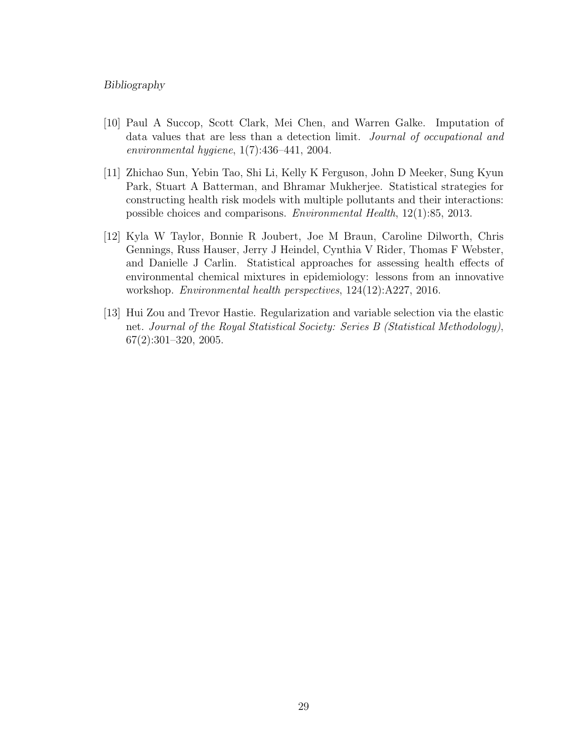[10] Paul A Succop, Scott Clark, Mei Chen, and Warren Galke. Imputation of data values that are less than a detection limit. *Journal of occupational and environmental hygiene*, 1(7):436–441, 2004.

[11] Zhichao Sun, Yebin Tao, Shi Li, Kelly K Ferguson, John D Meeker, Sung Kyun Park, Stuart A Batterman, and Bhramar Mukherjee. Statistical strategies for constructing health risk models with multiple pollutants and their interactions: possible choices and comparisons. *Environmental Health*, 12(1):85, 2013.

[12] Kyla W Taylor, Bonnie R Joubert, Joe M Braun, Caroline Dilworth, Chris Gennings, Russ Hauser, Jerry J Heindel, Cynthia V Rider, Thomas F Webster, and Danielle J Carlin. Statistical approaches for assessing health effects of environmental chemical mixtures in epidemiology: lessons from an innovative workshop. *Environmental health perspectives*, 124(12):A227, 2016.

[13] Hui Zou and Trevor Hastie. Regularization and variable selection via the elastic net. *Journal of the Royal Statistical Society: Series B (Statistical Methodology)*, 67(2):301–320, 2005.